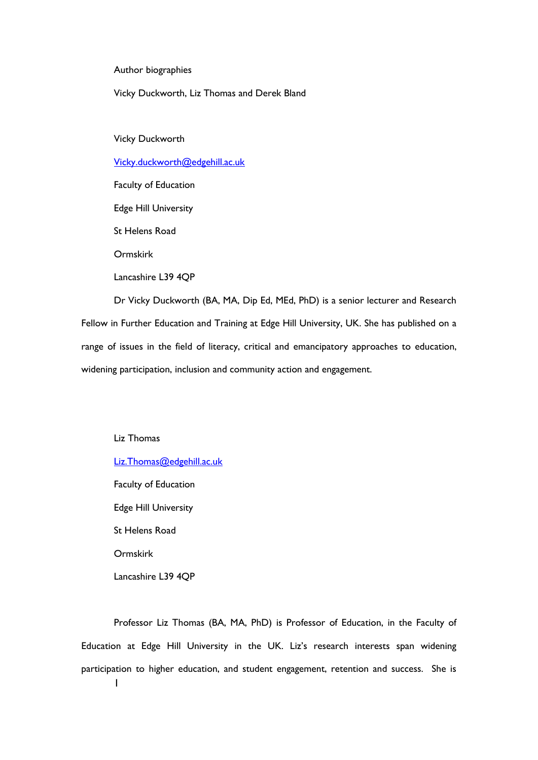Author biographies

Vicky Duckworth, Liz Thomas and Derek Bland

Vicky Duckworth

Vicky.duckworth@edgehill.ac.uk

Faculty of Education

Edge Hill University

St Helens Road

Ormskirk

Lancashire L39 4QP

Dr Vicky Duckworth (BA, MA, Dip Ed, MEd, PhD) is a senior lecturer and Research Fellow in Further Education and Training at Edge Hill University, UK. She has published on a range of issues in the field of literacy, critical and emancipatory approaches to education, widening participation, inclusion and community action and engagement.

Liz Thomas

Liz.Thomas@edgehill.ac.uk

Faculty of Education

Edge Hill University

St Helens Road

Ormskirk

Lancashire L39 4QP

Professor Liz Thomas (BA, MA, PhD) is Professor of Education, in the Faculty of Education at Edge Hill University in the UK. Liz's research interests span widening participation to higher education, and student engagement, retention and success. She is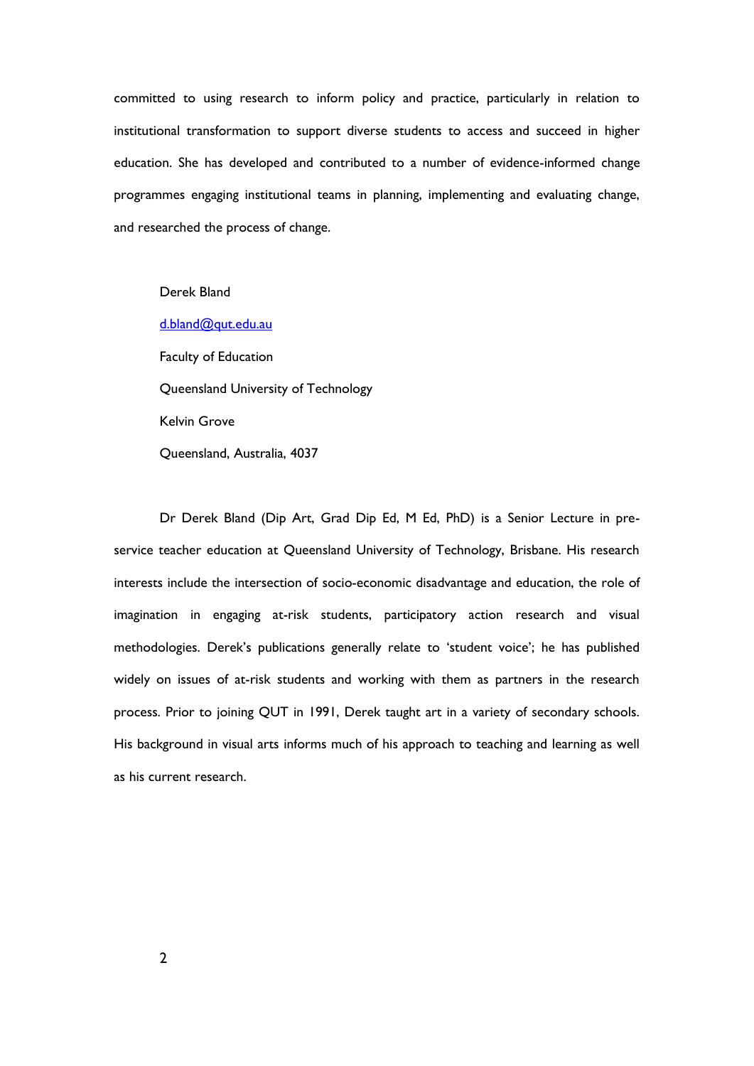committed to using research to inform policy and practice, particularly in relation to institutional transformation to support diverse students to access and succeed in higher education. She has developed and contributed to a number of evidence-informed change programmes engaging institutional teams in planning, implementing and evaluating change, and researched the process of change.

Derek Bland

d.bland@qut.edu.au

Faculty of Education

Queensland University of Technology

Kelvin Grove

Queensland, Australia, 4037

Dr Derek Bland (Dip Art, Grad Dip Ed, M Ed, PhD) is a Senior Lecture in pre-service teacher education at Queensland University of Technology, Brisbane. His research interests include the intersection of socio-economic disadvantage and education, the role of imagination in engaging at-risk students, participatory action research and visual methodologies. Derek's publications generally relate to 'student voice'; he has published widely on issues of at-risk students and working with them as partners in the research process. Prior to joining QUT in 1991, Derek taught art in a variety of secondary schools. His background in visual arts informs much of his approach to teaching and learning as well as his current research.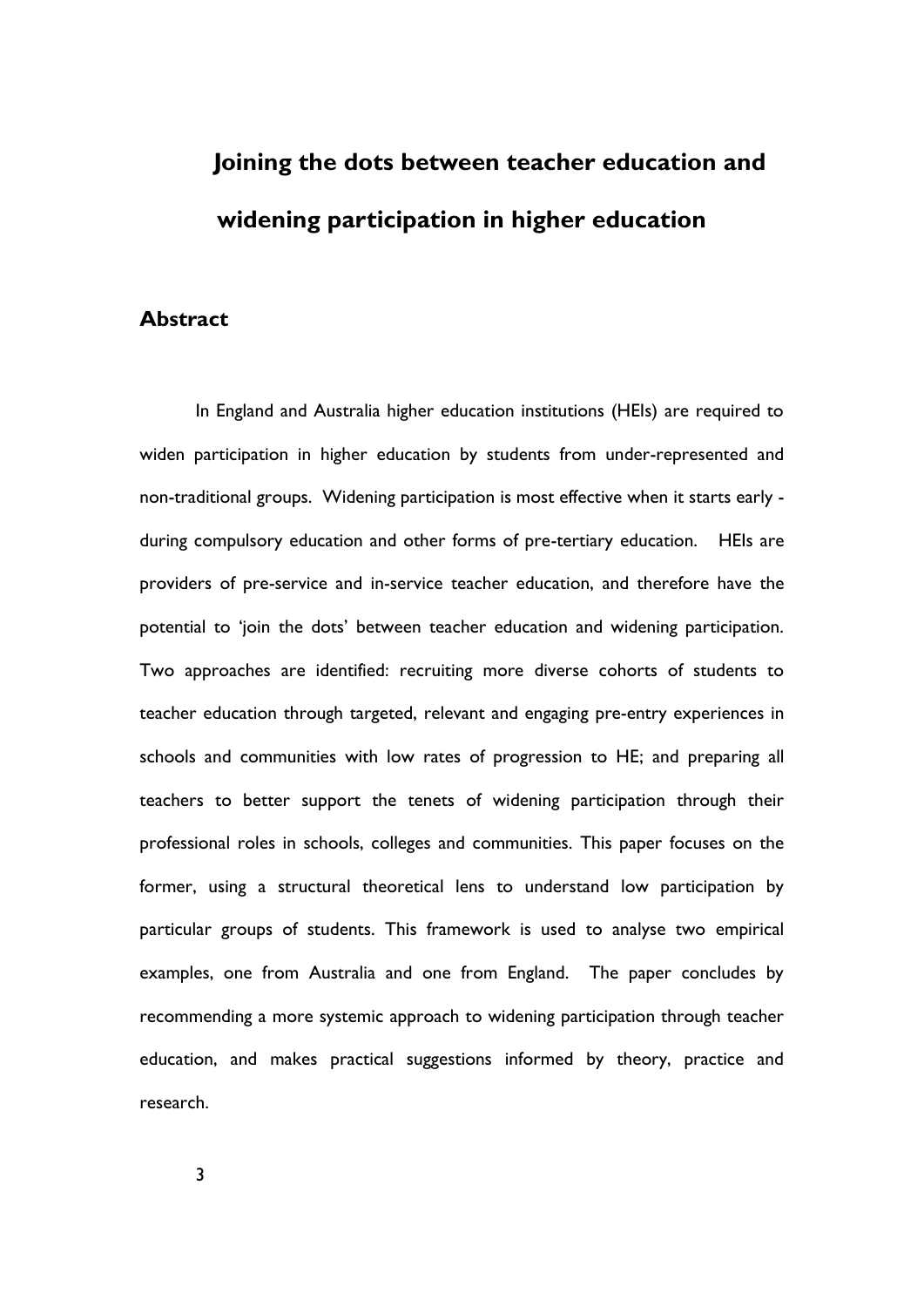# Joining the dots between teacher education and widening participation in higher education

## Abstract

In England and Australia higher education institutions (HEIs) are required to widen participation in higher education by students from under-represented and non-traditional groups. Widening participation is most effective when it starts early - during compulsory education and other forms of pre-tertiary education. HEIs are providers of pre-service and in-service teacher education, and therefore have the potential to 'join the dots' between teacher education and widening participation. Two approaches are identified: recruiting more diverse cohorts of students to teacher education through targeted, relevant and engaging pre-entry experiences in schools and communities with low rates of progression to HE; and preparing all teachers to better support the tenets of widening participation through their professional roles in schools, colleges and communities. This paper focuses on the former, using a structural theoretical lens to understand low participation by particular groups of students. This framework is used to analyse two empirical examples, one from Australia and one from England. The paper concludes by recommending a more systemic approach to widening participation through teacher education, and makes practical suggestions informed by theory, practice and research.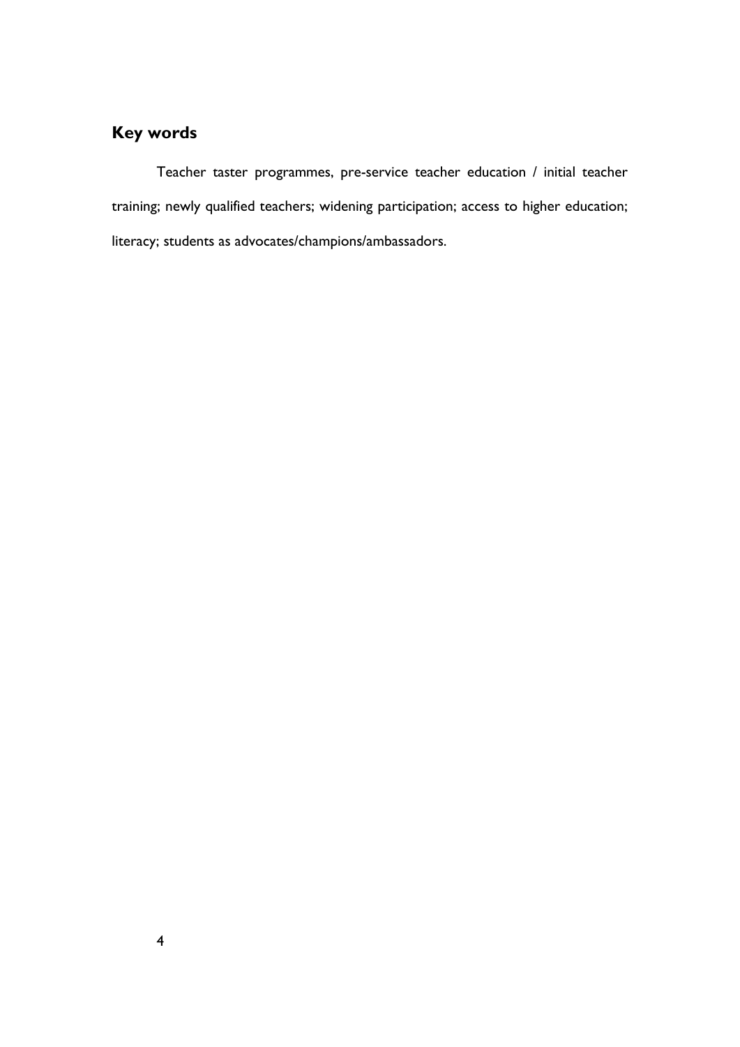## Key words

Teacher taster programmes, pre-service teacher education / initial teacher training; newly qualified teachers; widening participation; access to higher education; literacy; students as advocates/champions/ambassadors.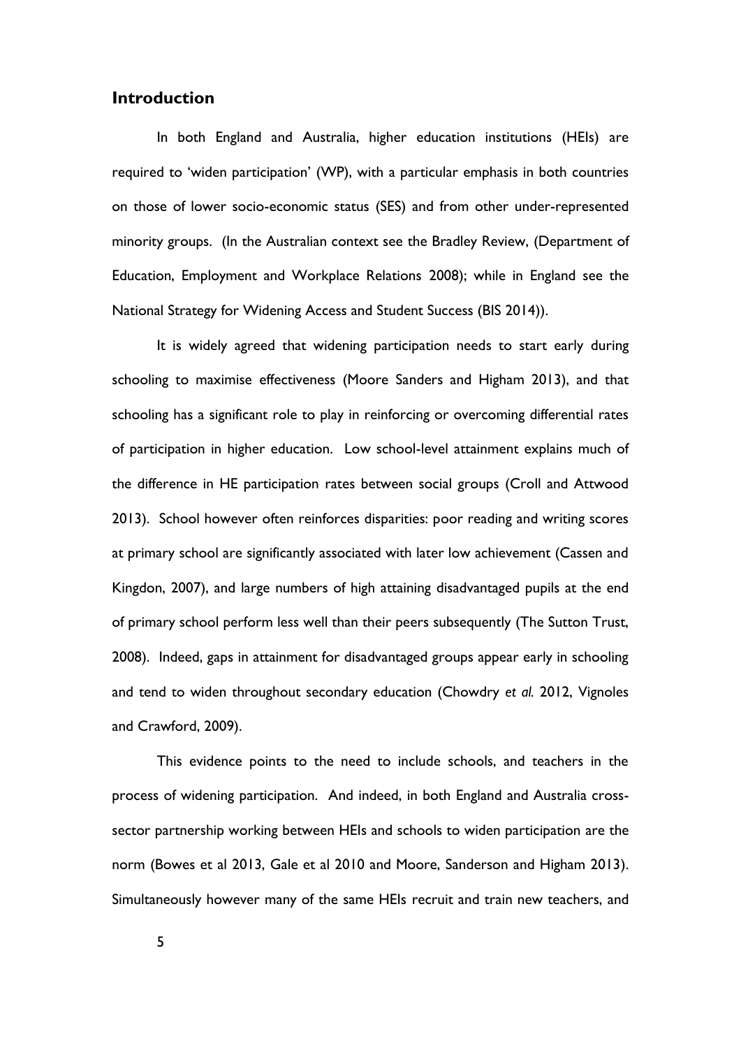## Introduction

In both England and Australia, higher education institutions (HEIs) are required to 'widen participation' (WP), with a particular emphasis in both countries on those of lower socio-economic status (SES) and from other under-represented minority groups. (In the Australian context see the Bradley Review, (Department of Education, Employment and Workplace Relations 2008); while in England see the National Strategy for Widening Access and Student Success (BIS 2014)).

It is widely agreed that widening participation needs to start early during schooling to maximise effectiveness (Moore Sanders and Higham 2013), and that schooling has a significant role to play in reinforcing or overcoming differential rates of participation in higher education. Low school-level attainment explains much of the difference in HE participation rates between social groups (Croll and Attwood 2013). School however often reinforces disparities: poor reading and writing scores at primary school are significantly associated with later low achievement (Cassen and Kingdon, 2007), and large numbers of high attaining disadvantaged pupils at the end of primary school perform less well than their peers subsequently (The Sutton Trust, 2008). Indeed, gaps in attainment for disadvantaged groups appear early in schooling and tend to widen throughout secondary education (Chowdry *et al.* 2012, Vignoles and Crawford, 2009).

This evidence points to the need to include schools, and teachers in the process of widening participation. And indeed, in both England and Australia cross-sector partnership working between HEIs and schools to widen participation are the norm (Bowes et al 2013, Gale et al 2010 and Moore, Sanderson and Higham 2013). Simultaneously however many of the same HEIs recruit and train new teachers, and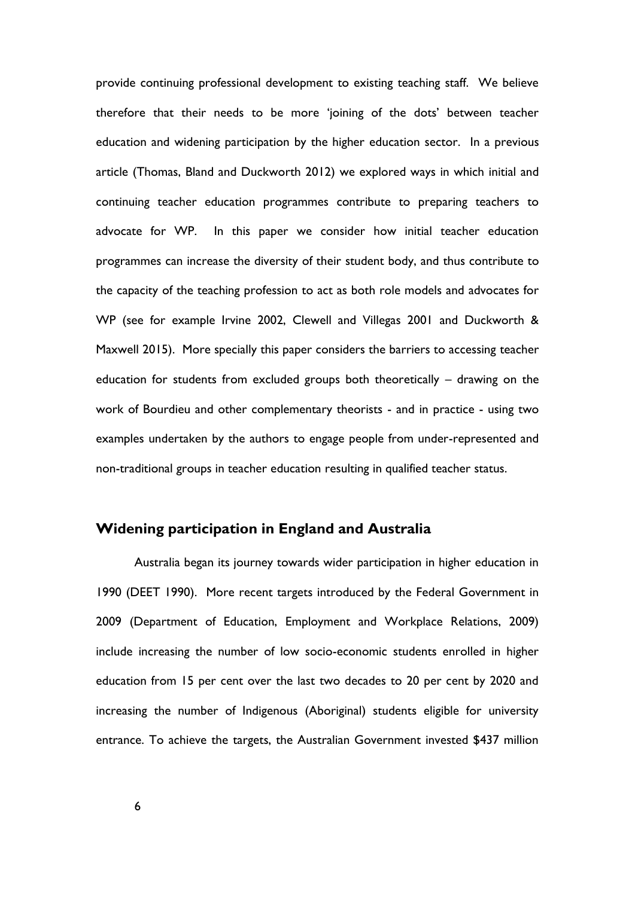provide continuing professional development to existing teaching staff. We believe therefore that their needs to be more 'joining of the dots' between teacher education and widening participation by the higher education sector. In a previous article (Thomas, Bland and Duckworth 2012) we explored ways in which initial and continuing teacher education programmes contribute to preparing teachers to advocate for WP. In this paper we consider how initial teacher education programmes can increase the diversity of their student body, and thus contribute to the capacity of the teaching profession to act as both role models and advocates for WP (see for example Irvine 2002, Clewell and Villegas 2001 and Duckworth & Maxwell 2015). More specially this paper considers the barriers to accessing teacher education for students from excluded groups both theoretically – drawing on the work of Bourdieu and other complementary theorists - and in practice - using two examples undertaken by the authors to engage people from under-represented and non-traditional groups in teacher education resulting in qualified teacher status.

## Widening participation in England and Australia

Australia began its journey towards wider participation in higher education in 1990 (DEET 1990). More recent targets introduced by the Federal Government in 2009 (Department of Education, Employment and Workplace Relations, 2009) include increasing the number of low socio-economic students enrolled in higher education from 15 per cent over the last two decades to 20 per cent by 2020 and increasing the number of Indigenous (Aboriginal) students eligible for university entrance. To achieve the targets, the Australian Government invested $437 million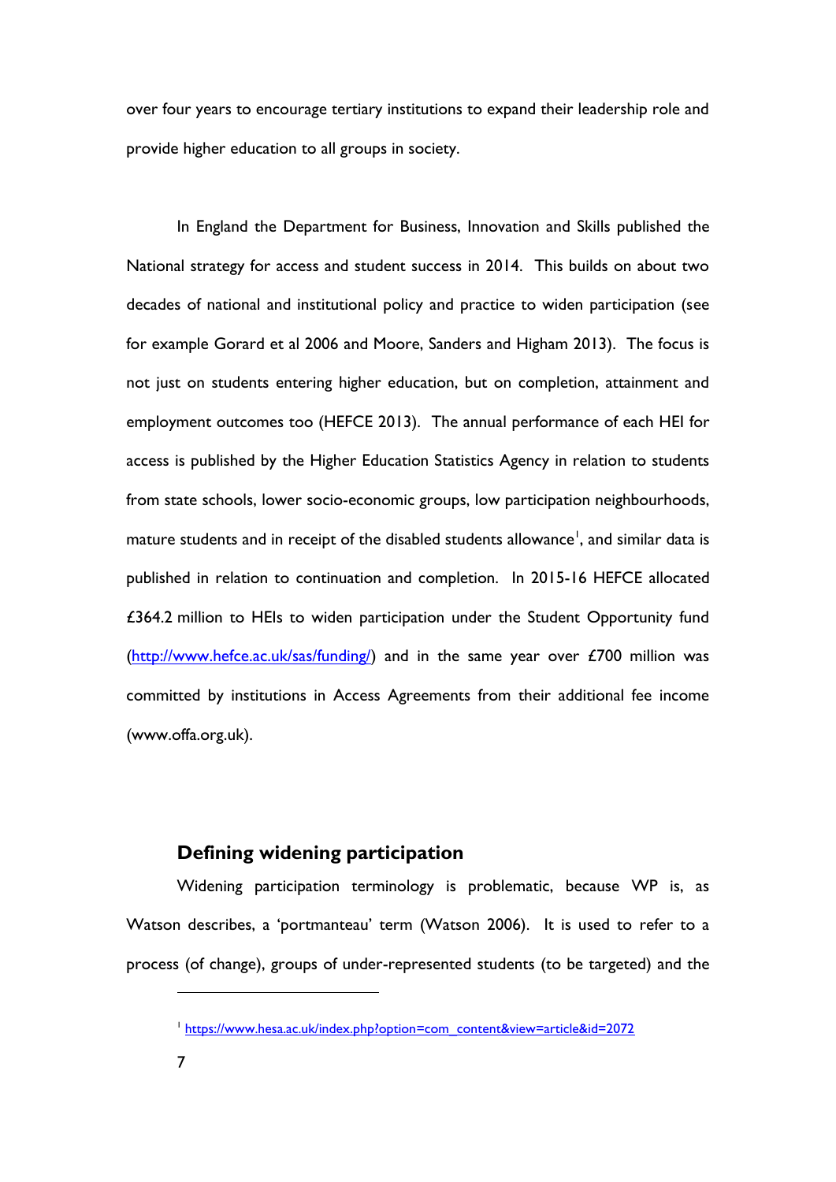over four years to encourage tertiary institutions to expand their leadership role and provide higher education to all groups in society.

In England the Department for Business, Innovation and Skills published the National strategy for access and student success in 2014. This builds on about two decades of national and institutional policy and practice to widen participation (see for example Gorard et al 2006 and Moore, Sanders and Higham 2013). The focus is not just on students entering higher education, but on completion, attainment and employment outcomes too (HEFCE 2013). The annual performance of each HEI for access is published by the Higher Education Statistics Agency in relation to students from state schools, lower socio-economic groups, low participation neighbourhoods, mature students and in receipt of the disabled students allowance[1], and similar data is published in relation to continuation and completion. In 2015-16 HEFCE allocated £364.2 million to HEIs to widen participation under the Student Opportunity fund (http://www.hefce.ac.uk/sas/funding/) and in the same year over £700 million was committed by institutions in Access Agreements from their additional fee income (www.offa.org.uk).

## Defining widening participation

Widening participation terminology is problematic, because WP is, as Watson describes, a 'portmanteau' term (Watson 2006). It is used to refer to a process (of change), groups of under-represented students (to be targeted) and the

[1] https://www.hesa.ac.uk/index.php?option=com_content&view=article&id=2072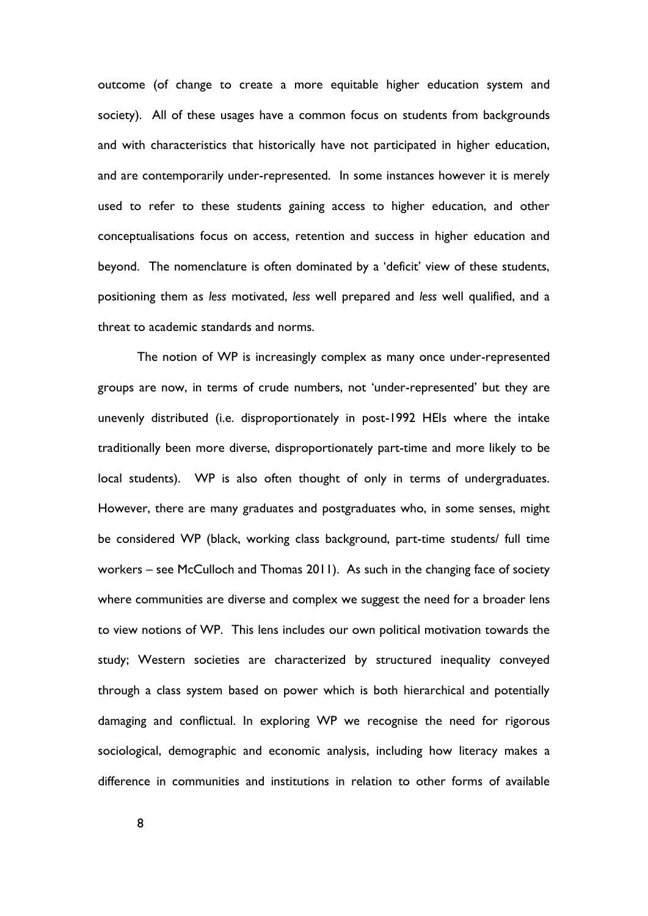outcome (of change to create a more equitable higher education system and society). All of these usages have a common focus on students from backgrounds and with characteristics that historically have not participated in higher education, and are contemporarily under-represented. In some instances however it is merely used to refer to these students gaining access to higher education, and other conceptualisations focus on access, retention and success in higher education and beyond. The nomenclature is often dominated by a 'deficit' view of these students, positioning them as *less* motivated, *less* well prepared and *less* well qualified, and a threat to academic standards and norms.

The notion of WP is increasingly complex as many once under-represented groups are now, in terms of crude numbers, not 'under-represented' but they are unevenly distributed (i.e. disproportionately in post-1992 HEIs where the intake traditionally been more diverse, disproportionately part-time and more likely to be local students). WP is also often thought of only in terms of undergraduates. However, there are many graduates and postgraduates who, in some senses, might be considered WP (black, working class background, part-time students/ full time workers – see McCulloch and Thomas 2011). As such in the changing face of society where communities are diverse and complex we suggest the need for a broader lens to view notions of WP. This lens includes our own political motivation towards the study; Western societies are characterized by structured inequality conveyed through a class system based on power which is both hierarchical and potentially damaging and conflictual. In exploring WP we recognise the need for rigorous sociological, demographic and economic analysis, including how literacy makes a difference in communities and institutions in relation to other forms of available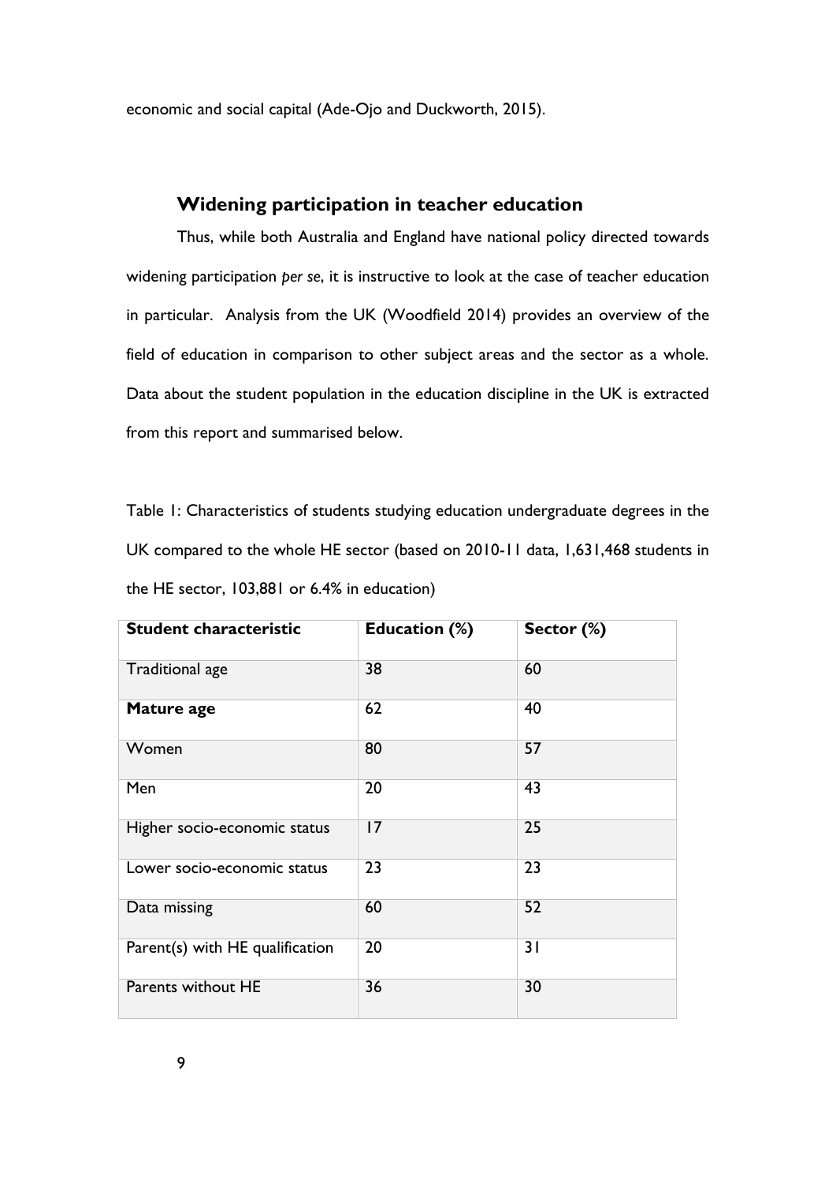economic and social capital (Ade-Ojo and Duckworth, 2015).

## Widening participation in teacher education

Thus, while both Australia and England have national policy directed towards widening participation *per se*, it is instructive to look at the case of teacher education in particular. Analysis from the UK (Woodfield 2014) provides an overview of the field of education in comparison to other subject areas and the sector as a whole. Data about the student population in the education discipline in the UK is extracted from this report and summarised below.

Table 1: Characteristics of students studying education undergraduate degrees in the UK compared to the whole HE sector (based on 2010-11 data, 1,631,468 students in the HE sector, 103,881 or 6.4% in education)

| **Student characteristic** | **Education (%)** | **Sector (%)** |
|---|---|---|
| Traditional age | 38 | 60 |
| **Mature age** | 62 | 40 |
| Women | 80 | 57 |
| Men | 20 | 43 |
| Higher socio-economic status | 17 | 25 |
| Lower socio-economic status | 23 | 23 |
| Data missing | 60 | 52 |
| Parent(s) with HE qualification | 20 | 31 |
| Parents without HE | 36 | 30 |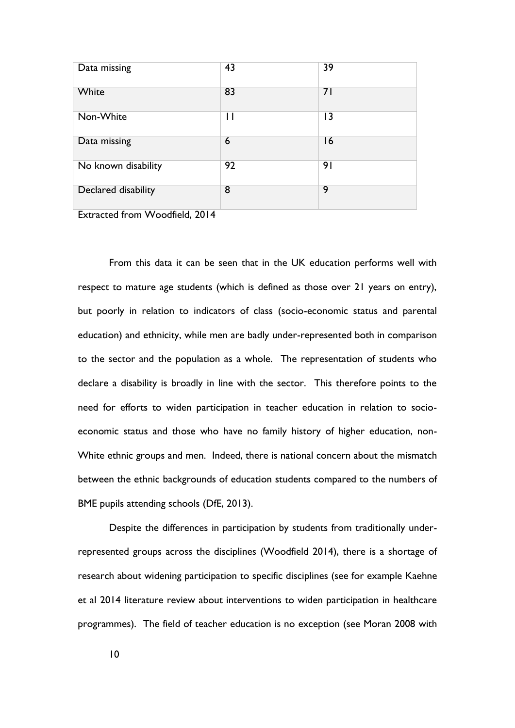| | | |
|---|---|---|
| Data missing | 43 | 39 |
| White | 83 | 71 |
| Non-White | 11 | 13 |
| Data missing | 6 | 16 |
| No known disability | 92 | 91 |
| Declared disability | 8 | 9 |

Extracted from Woodfield, 2014

From this data it can be seen that in the UK education performs well with respect to mature age students (which is defined as those over 21 years on entry), but poorly in relation to indicators of class (socio-economic status and parental education) and ethnicity, while men are badly under-represented both in comparison to the sector and the population as a whole. The representation of students who declare a disability is broadly in line with the sector. This therefore points to the need for efforts to widen participation in teacher education in relation to socio-economic status and those who have no family history of higher education, non-White ethnic groups and men. Indeed, there is national concern about the mismatch between the ethnic backgrounds of education students compared to the numbers of BME pupils attending schools (DfE, 2013).

Despite the differences in participation by students from traditionally under-represented groups across the disciplines (Woodfield 2014), there is a shortage of research about widening participation to specific disciplines (see for example Kaehne et al 2014 literature review about interventions to widen participation in healthcare programmes). The field of teacher education is no exception (see Moran 2008 with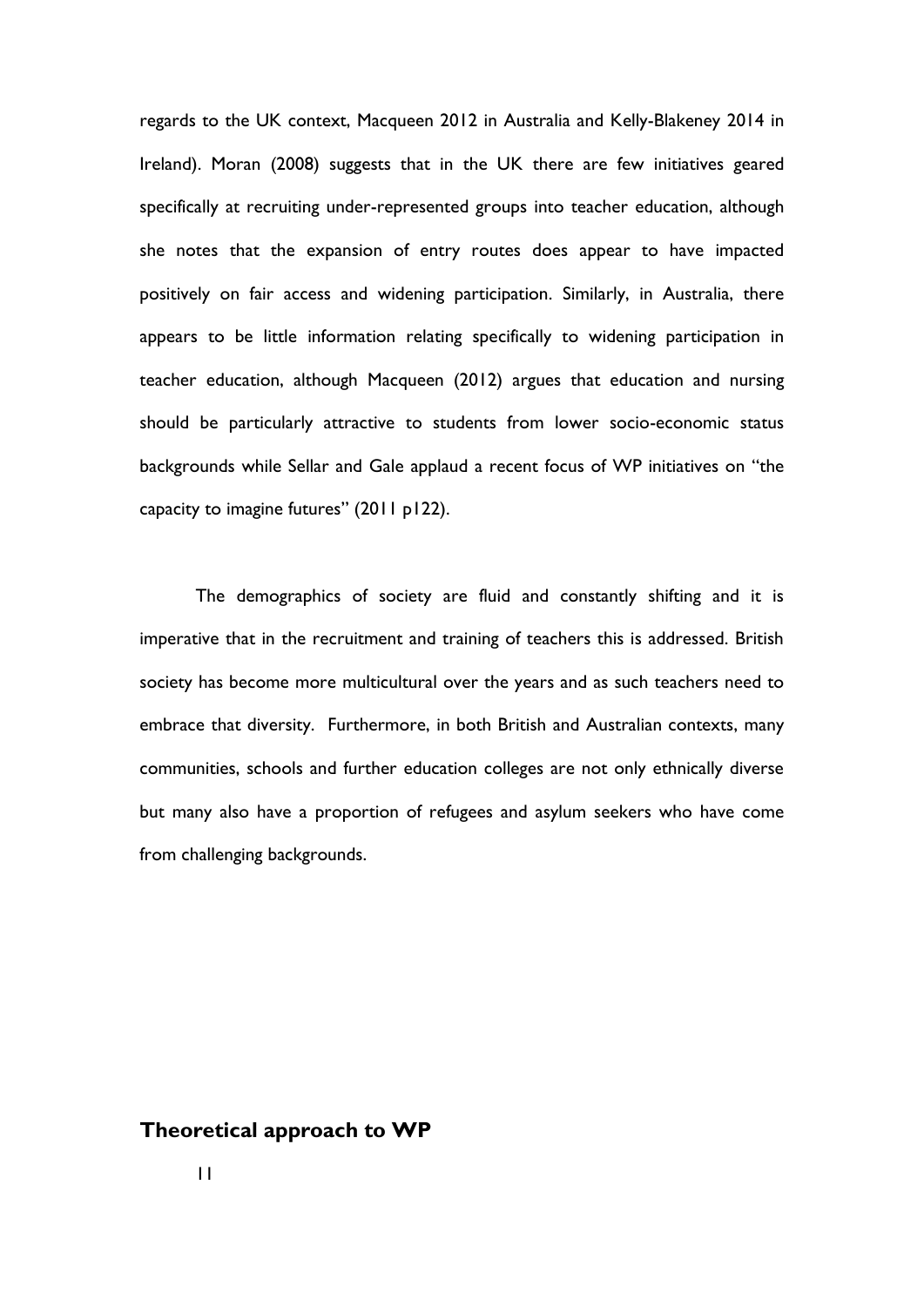regards to the UK context, Macqueen 2012 in Australia and Kelly-Blakeney 2014 in Ireland). Moran (2008) suggests that in the UK there are few initiatives geared specifically at recruiting under-represented groups into teacher education, although she notes that the expansion of entry routes does appear to have impacted positively on fair access and widening participation. Similarly, in Australia, there appears to be little information relating specifically to widening participation in teacher education, although Macqueen (2012) argues that education and nursing should be particularly attractive to students from lower socio-economic status backgrounds while Sellar and Gale applaud a recent focus of WP initiatives on "the capacity to imagine futures" (2011 p122).

The demographics of society are fluid and constantly shifting and it is imperative that in the recruitment and training of teachers this is addressed. British society has become more multicultural over the years and as such teachers need to embrace that diversity. Furthermore, in both British and Australian contexts, many communities, schools and further education colleges are not only ethnically diverse but many also have a proportion of refugees and asylum seekers who have come from challenging backgrounds.

## Theoretical approach to WP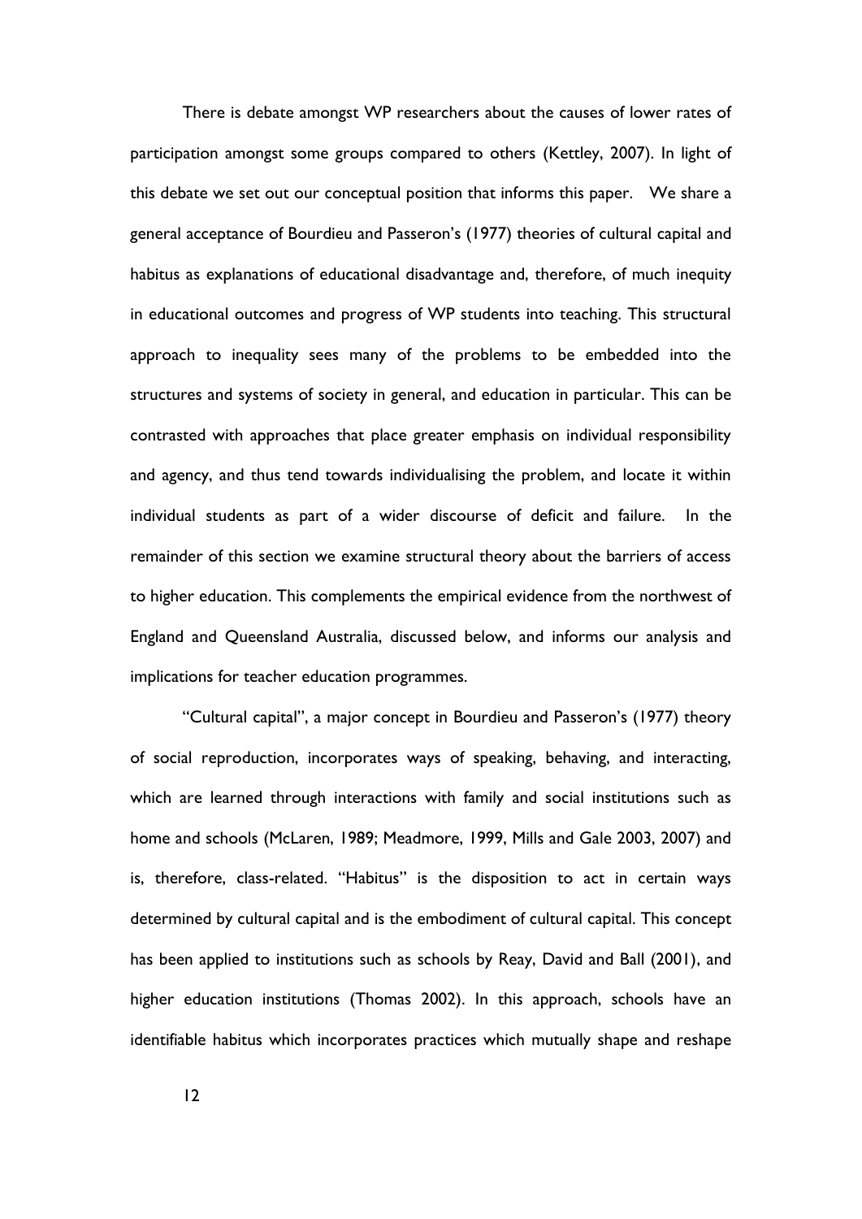There is debate amongst WP researchers about the causes of lower rates of participation amongst some groups compared to others (Kettley, 2007). In light of this debate we set out our conceptual position that informs this paper. We share a general acceptance of Bourdieu and Passeron's (1977) theories of cultural capital and habitus as explanations of educational disadvantage and, therefore, of much inequity in educational outcomes and progress of WP students into teaching. This structural approach to inequality sees many of the problems to be embedded into the structures and systems of society in general, and education in particular. This can be contrasted with approaches that place greater emphasis on individual responsibility and agency, and thus tend towards individualising the problem, and locate it within individual students as part of a wider discourse of deficit and failure. In the remainder of this section we examine structural theory about the barriers of access to higher education. This complements the empirical evidence from the northwest of England and Queensland Australia, discussed below, and informs our analysis and implications for teacher education programmes.

"Cultural capital", a major concept in Bourdieu and Passeron's (1977) theory of social reproduction, incorporates ways of speaking, behaving, and interacting, which are learned through interactions with family and social institutions such as home and schools (McLaren, 1989; Meadmore, 1999, Mills and Gale 2003, 2007) and is, therefore, class-related. "Habitus" is the disposition to act in certain ways determined by cultural capital and is the embodiment of cultural capital. This concept has been applied to institutions such as schools by Reay, David and Ball (2001), and higher education institutions (Thomas 2002). In this approach, schools have an identifiable habitus which incorporates practices which mutually shape and reshape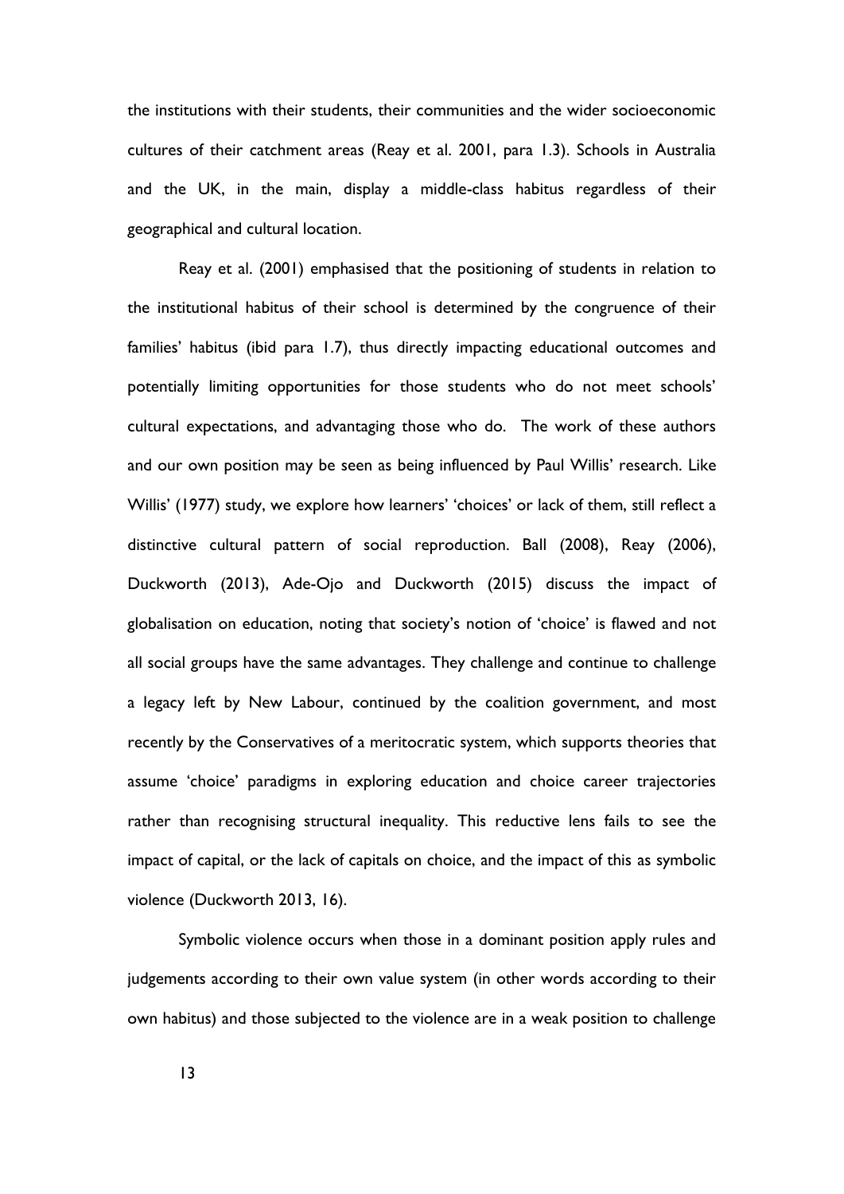the institutions with their students, their communities and the wider socioeconomic cultures of their catchment areas (Reay et al. 2001, para 1.3). Schools in Australia and the UK, in the main, display a middle-class habitus regardless of their geographical and cultural location.

Reay et al. (2001) emphasised that the positioning of students in relation to the institutional habitus of their school is determined by the congruence of their families' habitus (ibid para 1.7), thus directly impacting educational outcomes and potentially limiting opportunities for those students who do not meet schools' cultural expectations, and advantaging those who do. The work of these authors and our own position may be seen as being influenced by Paul Willis' research. Like Willis' (1977) study, we explore how learners' 'choices' or lack of them, still reflect a distinctive cultural pattern of social reproduction. Ball (2008), Reay (2006), Duckworth (2013), Ade-Ojo and Duckworth (2015) discuss the impact of globalisation on education, noting that society's notion of 'choice' is flawed and not all social groups have the same advantages. They challenge and continue to challenge a legacy left by New Labour, continued by the coalition government, and most recently by the Conservatives of a meritocratic system, which supports theories that assume 'choice' paradigms in exploring education and choice career trajectories rather than recognising structural inequality. This reductive lens fails to see the impact of capital, or the lack of capitals on choice, and the impact of this as symbolic violence (Duckworth 2013, 16).

Symbolic violence occurs when those in a dominant position apply rules and judgements according to their own value system (in other words according to their own habitus) and those subjected to the violence are in a weak position to challenge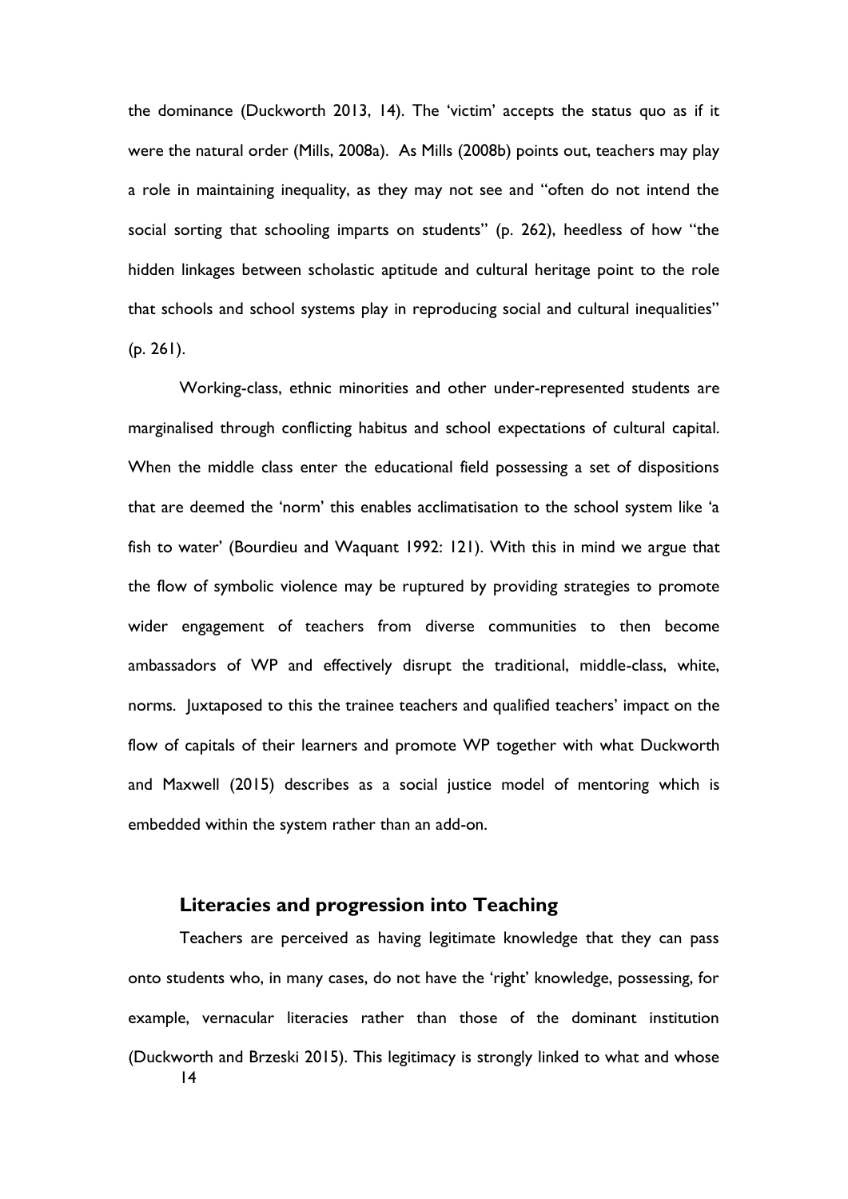the dominance (Duckworth 2013, 14). The 'victim' accepts the status quo as if it were the natural order (Mills, 2008a). As Mills (2008b) points out, teachers may play a role in maintaining inequality, as they may not see and "often do not intend the social sorting that schooling imparts on students" (p. 262), heedless of how "the hidden linkages between scholastic aptitude and cultural heritage point to the role that schools and school systems play in reproducing social and cultural inequalities" (p. 261).

Working-class, ethnic minorities and other under-represented students are marginalised through conflicting habitus and school expectations of cultural capital. When the middle class enter the educational field possessing a set of dispositions that are deemed the 'norm' this enables acclimatisation to the school system like 'a fish to water' (Bourdieu and Waquant 1992: 121). With this in mind we argue that the flow of symbolic violence may be ruptured by providing strategies to promote wider engagement of teachers from diverse communities to then become ambassadors of WP and effectively disrupt the traditional, middle-class, white, norms. Juxtaposed to this the trainee teachers and qualified teachers' impact on the flow of capitals of their learners and promote WP together with what Duckworth and Maxwell (2015) describes as a social justice model of mentoring which is embedded within the system rather than an add-on.

## Literacies and progression into Teaching

Teachers are perceived as having legitimate knowledge that they can pass onto students who, in many cases, do not have the 'right' knowledge, possessing, for example, vernacular literacies rather than those of the dominant institution (Duckworth and Brzeski 2015). This legitimacy is strongly linked to what and whose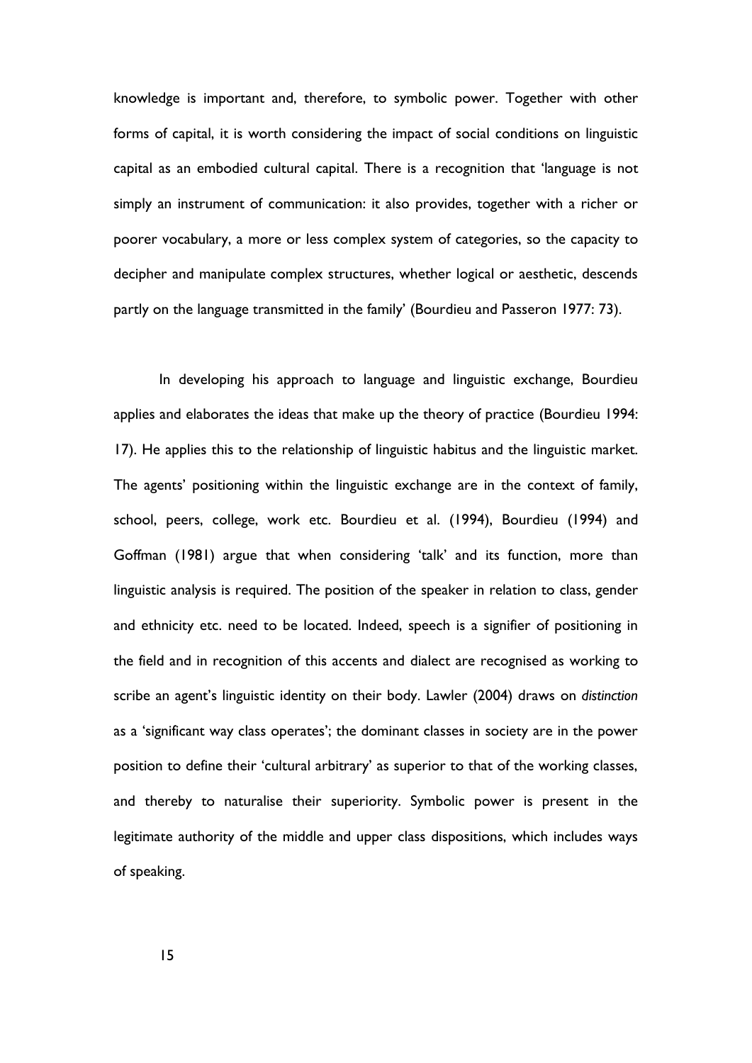knowledge is important and, therefore, to symbolic power. Together with other forms of capital, it is worth considering the impact of social conditions on linguistic capital as an embodied cultural capital. There is a recognition that 'language is not simply an instrument of communication: it also provides, together with a richer or poorer vocabulary, a more or less complex system of categories, so the capacity to decipher and manipulate complex structures, whether logical or aesthetic, descends partly on the language transmitted in the family' (Bourdieu and Passeron 1977: 73).

In developing his approach to language and linguistic exchange, Bourdieu applies and elaborates the ideas that make up the theory of practice (Bourdieu 1994: 17). He applies this to the relationship of linguistic habitus and the linguistic market. The agents' positioning within the linguistic exchange are in the context of family, school, peers, college, work etc. Bourdieu et al. (1994), Bourdieu (1994) and Goffman (1981) argue that when considering 'talk' and its function, more than linguistic analysis is required. The position of the speaker in relation to class, gender and ethnicity etc. need to be located. Indeed, speech is a signifier of positioning in the field and in recognition of this accents and dialect are recognised as working to scribe an agent's linguistic identity on their body. Lawler (2004) draws on *distinction* as a 'significant way class operates'; the dominant classes in society are in the power position to define their 'cultural arbitrary' as superior to that of the working classes, and thereby to naturalise their superiority. Symbolic power is present in the legitimate authority of the middle and upper class dispositions, which includes ways of speaking.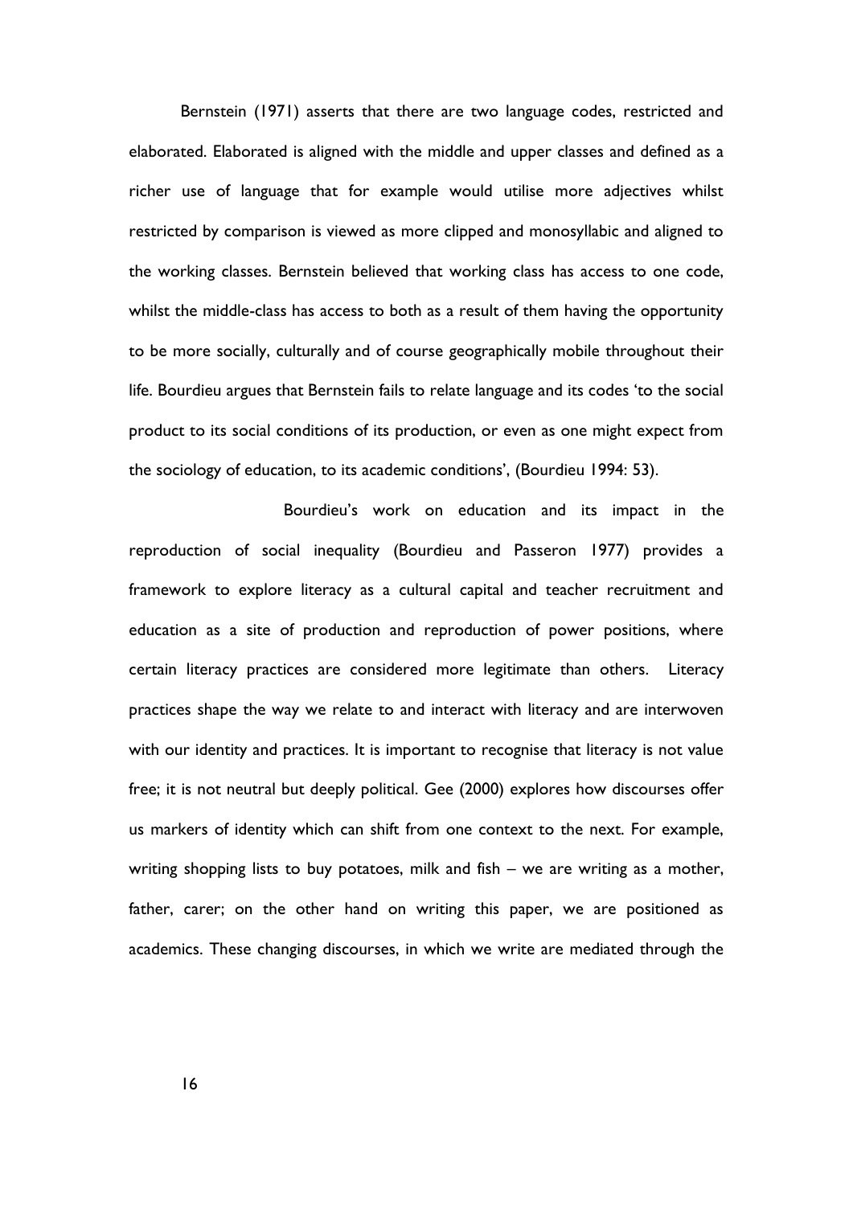Bernstein (1971) asserts that there are two language codes, restricted and elaborated. Elaborated is aligned with the middle and upper classes and defined as a richer use of language that for example would utilise more adjectives whilst restricted by comparison is viewed as more clipped and monosyllabic and aligned to the working classes. Bernstein believed that working class has access to one code, whilst the middle-class has access to both as a result of them having the opportunity to be more socially, culturally and of course geographically mobile throughout their life. Bourdieu argues that Bernstein fails to relate language and its codes 'to the social product to its social conditions of its production, or even as one might expect from the sociology of education, to its academic conditions', (Bourdieu 1994: 53).

Bourdieu's work on education and its impact in the reproduction of social inequality (Bourdieu and Passeron 1977) provides a framework to explore literacy as a cultural capital and teacher recruitment and education as a site of production and reproduction of power positions, where certain literacy practices are considered more legitimate than others. Literacy practices shape the way we relate to and interact with literacy and are interwoven with our identity and practices. It is important to recognise that literacy is not value free; it is not neutral but deeply political. Gee (2000) explores how discourses offer us markers of identity which can shift from one context to the next. For example, writing shopping lists to buy potatoes, milk and fish – we are writing as a mother, father, carer; on the other hand on writing this paper, we are positioned as academics. These changing discourses, in which we write are mediated through the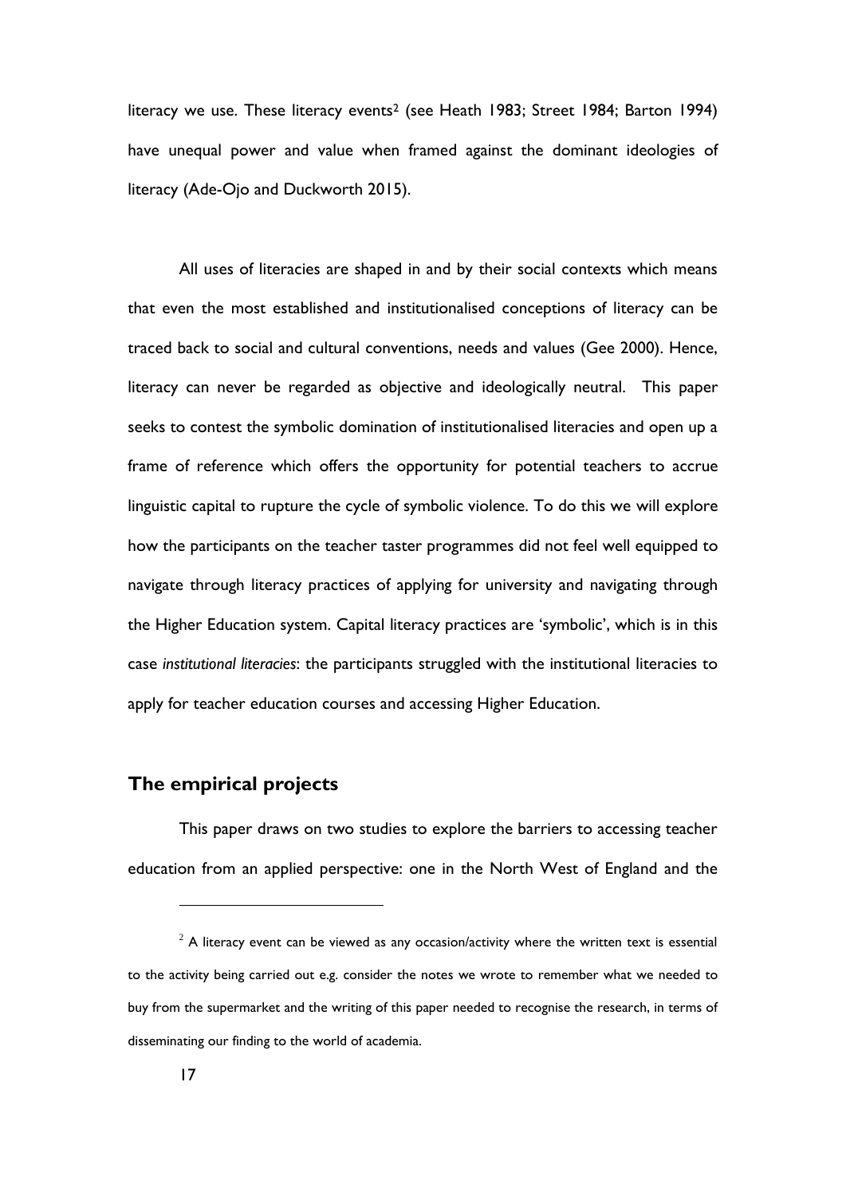literacy we use. These literacy events[2] (see Heath 1983; Street 1984; Barton 1994) have unequal power and value when framed against the dominant ideologies of literacy (Ade-Ojo and Duckworth 2015).

All uses of literacies are shaped in and by their social contexts which means that even the most established and institutionalised conceptions of literacy can be traced back to social and cultural conventions, needs and values (Gee 2000). Hence, literacy can never be regarded as objective and ideologically neutral. This paper seeks to contest the symbolic domination of institutionalised literacies and open up a frame of reference which offers the opportunity for potential teachers to accrue linguistic capital to rupture the cycle of symbolic violence. To do this we will explore how the participants on the teacher taster programmes did not feel well equipped to navigate through literacy practices of applying for university and navigating through the Higher Education system. Capital literacy practices are 'symbolic', which is in this case *institutional literacies*: the participants struggled with the institutional literacies to apply for teacher education courses and accessing Higher Education.

## The empirical projects

This paper draws on two studies to explore the barriers to accessing teacher education from an applied perspective: one in the North West of England and the

---

[2] A literacy event can be viewed as any occasion/activity where the written text is essential to the activity being carried out e.g. consider the notes we wrote to remember what we needed to buy from the supermarket and the writing of this paper needed to recognise the research, in terms of disseminating our finding to the world of academia.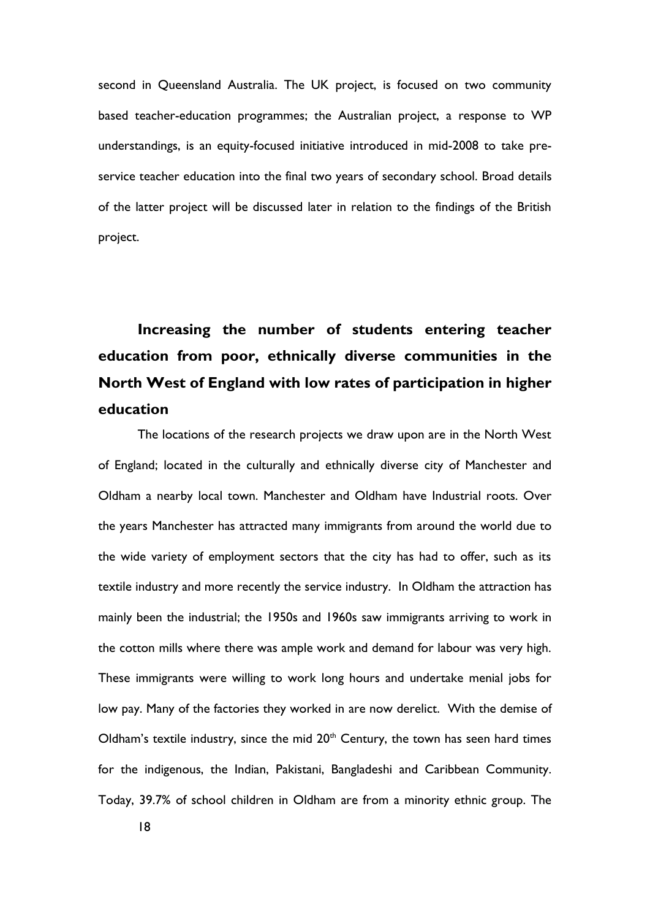second in Queensland Australia. The UK project, is focused on two community based teacher-education programmes; the Australian project, a response to WP understandings, is an equity-focused initiative introduced in mid-2008 to take pre-service teacher education into the final two years of secondary school. Broad details of the latter project will be discussed later in relation to the findings of the British project.

## Increasing the number of students entering teacher education from poor, ethnically diverse communities in the North West of England with low rates of participation in higher education

The locations of the research projects we draw upon are in the North West of England; located in the culturally and ethnically diverse city of Manchester and Oldham a nearby local town. Manchester and Oldham have Industrial roots. Over the years Manchester has attracted many immigrants from around the world due to the wide variety of employment sectors that the city has had to offer, such as its textile industry and more recently the service industry. In Oldham the attraction has mainly been the industrial; the 1950s and 1960s saw immigrants arriving to work in the cotton mills where there was ample work and demand for labour was very high. These immigrants were willing to work long hours and undertake menial jobs for low pay. Many of the factories they worked in are now derelict. With the demise of Oldham's textile industry, since the mid 20th Century, the town has seen hard times for the indigenous, the Indian, Pakistani, Bangladeshi and Caribbean Community. Today, 39.7% of school children in Oldham are from a minority ethnic group. The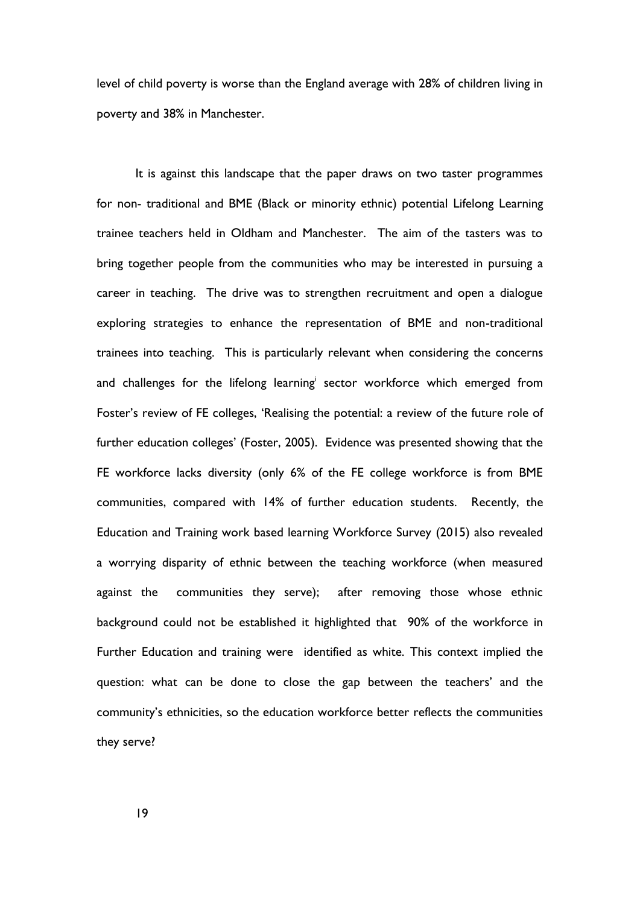level of child poverty is worse than the England average with 28% of children living in poverty and 38% in Manchester.

It is against this landscape that the paper draws on two taster programmes for non- traditional and BME (Black or minority ethnic) potential Lifelong Learning trainee teachers held in Oldham and Manchester. The aim of the tasters was to bring together people from the communities who may be interested in pursuing a career in teaching. The drive was to strengthen recruitment and open a dialogue exploring strategies to enhance the representation of BME and non-traditional trainees into teaching. This is particularly relevant when considering the concerns and challenges for the lifelong learning[i] sector workforce which emerged from Foster's review of FE colleges, 'Realising the potential: a review of the future role of further education colleges' (Foster, 2005). Evidence was presented showing that the FE workforce lacks diversity (only 6% of the FE college workforce is from BME communities, compared with 14% of further education students. Recently, the Education and Training work based learning Workforce Survey (2015) also revealed a worrying disparity of ethnic between the teaching workforce (when measured against the communities they serve); after removing those whose ethnic background could not be established it highlighted that 90% of the workforce in Further Education and training were identified as white. This context implied the question: what can be done to close the gap between the teachers' and the community's ethnicities, so the education workforce better reflects the communities they serve?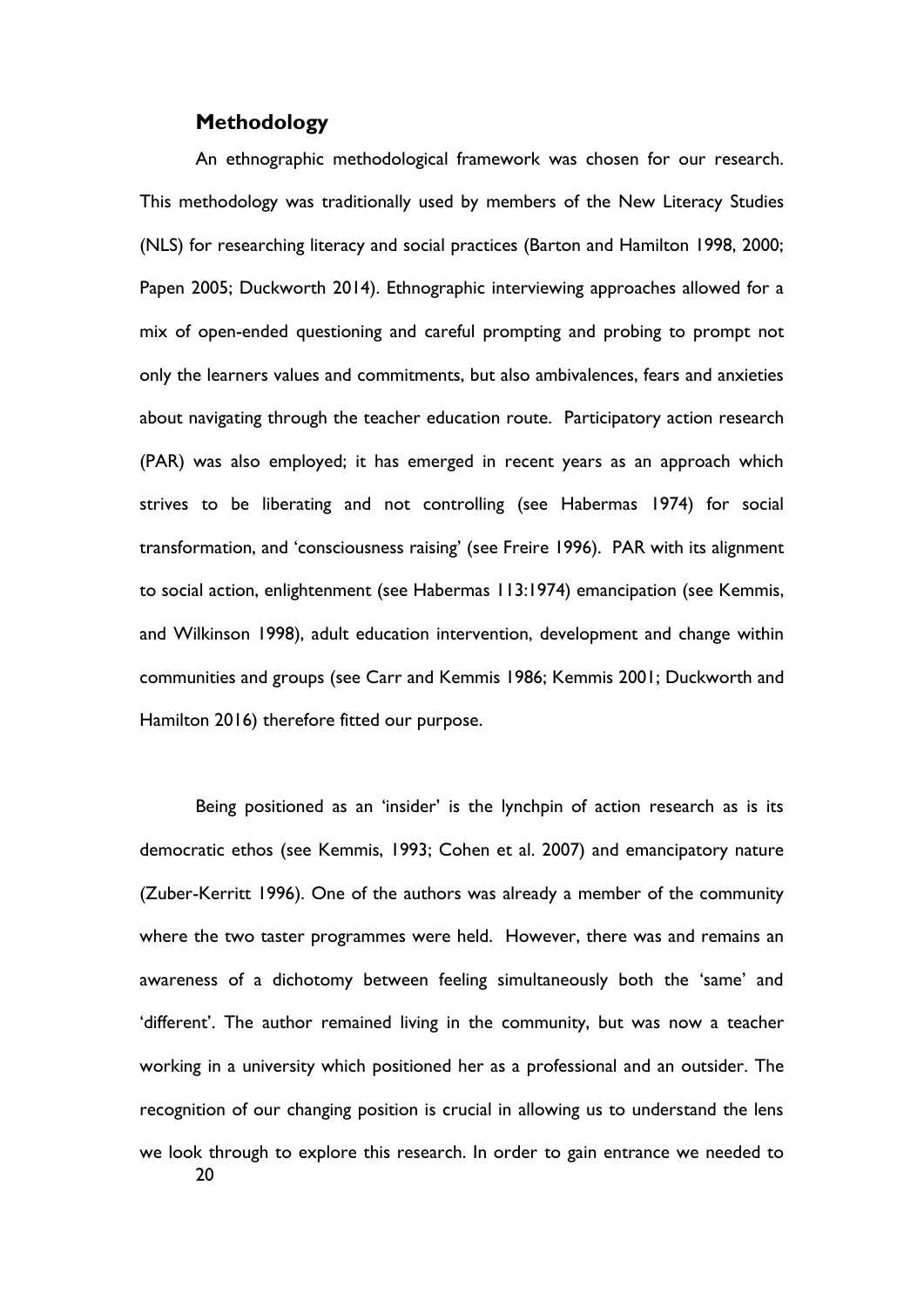## Methodology

An ethnographic methodological framework was chosen for our research. This methodology was traditionally used by members of the New Literacy Studies (NLS) for researching literacy and social practices (Barton and Hamilton 1998, 2000; Papen 2005; Duckworth 2014). Ethnographic interviewing approaches allowed for a mix of open-ended questioning and careful prompting and probing to prompt not only the learners values and commitments, but also ambivalences, fears and anxieties about navigating through the teacher education route. Participatory action research (PAR) was also employed; it has emerged in recent years as an approach which strives to be liberating and not controlling (see Habermas 1974) for social transformation, and 'consciousness raising' (see Freire 1996). PAR with its alignment to social action, enlightenment (see Habermas 113:1974) emancipation (see Kemmis, and Wilkinson 1998), adult education intervention, development and change within communities and groups (see Carr and Kemmis 1986; Kemmis 2001; Duckworth and Hamilton 2016) therefore fitted our purpose.

Being positioned as an 'insider' is the lynchpin of action research as is its democratic ethos (see Kemmis, 1993; Cohen et al. 2007) and emancipatory nature (Zuber-Kerritt 1996). One of the authors was already a member of the community where the two taster programmes were held. However, there was and remains an awareness of a dichotomy between feeling simultaneously both the 'same' and 'different'. The author remained living in the community, but was now a teacher working in a university which positioned her as a professional and an outsider. The recognition of our changing position is crucial in allowing us to understand the lens we look through to explore this research. In order to gain entrance we needed to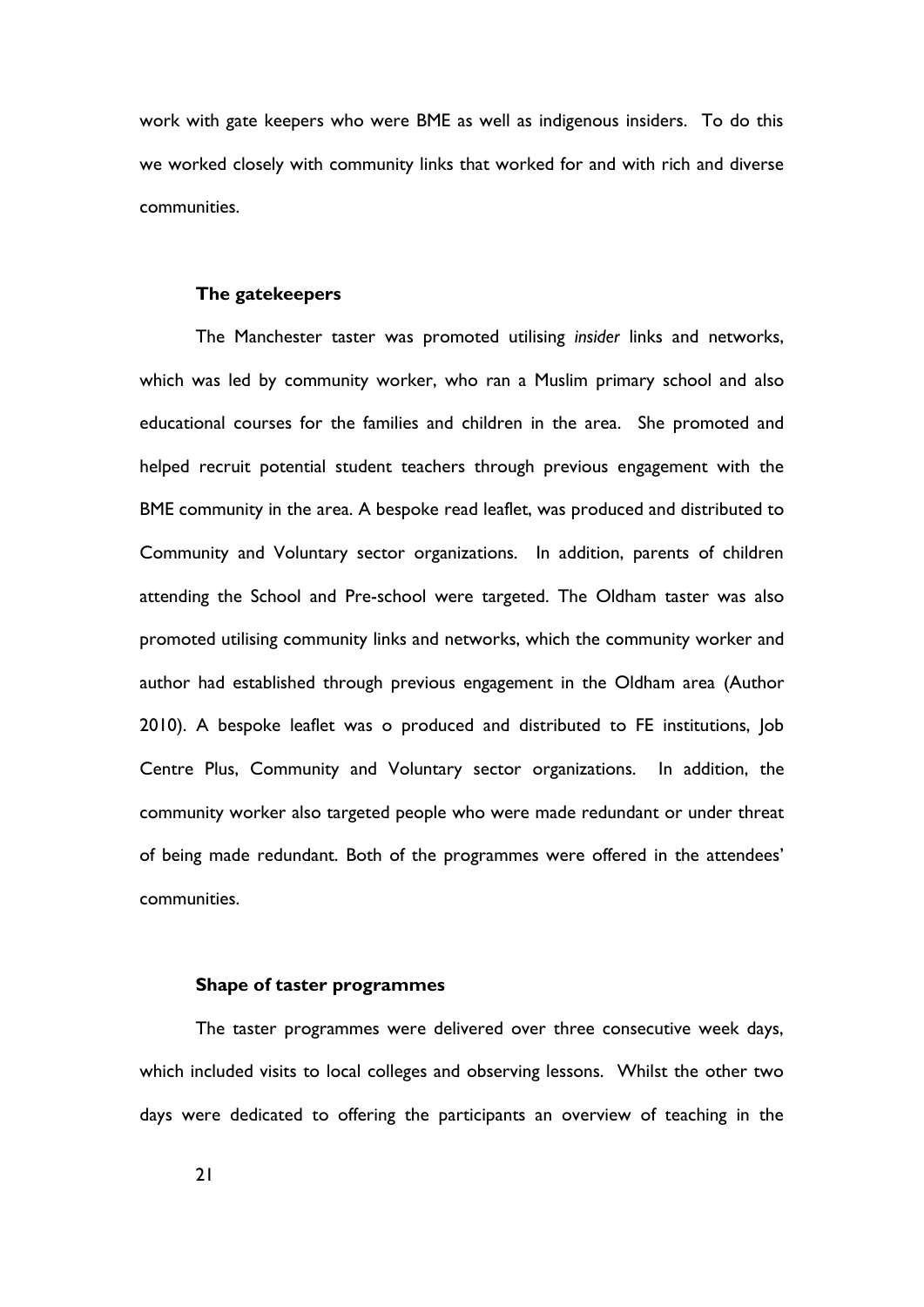work with gate keepers who were BME as well as indigenous insiders. To do this we worked closely with community links that worked for and with rich and diverse communities.

### The gatekeepers

The Manchester taster was promoted utilising *insider* links and networks, which was led by community worker, who ran a Muslim primary school and also educational courses for the families and children in the area. She promoted and helped recruit potential student teachers through previous engagement with the BME community in the area. A bespoke read leaflet, was produced and distributed to Community and Voluntary sector organizations. In addition, parents of children attending the School and Pre-school were targeted. The Oldham taster was also promoted utilising community links and networks, which the community worker and author had established through previous engagement in the Oldham area (Author 2010). A bespoke leaflet was o produced and distributed to FE institutions, Job Centre Plus, Community and Voluntary sector organizations. In addition, the community worker also targeted people who were made redundant or under threat of being made redundant. Both of the programmes were offered in the attendees' communities.

### Shape of taster programmes

The taster programmes were delivered over three consecutive week days, which included visits to local colleges and observing lessons. Whilst the other two days were dedicated to offering the participants an overview of teaching in the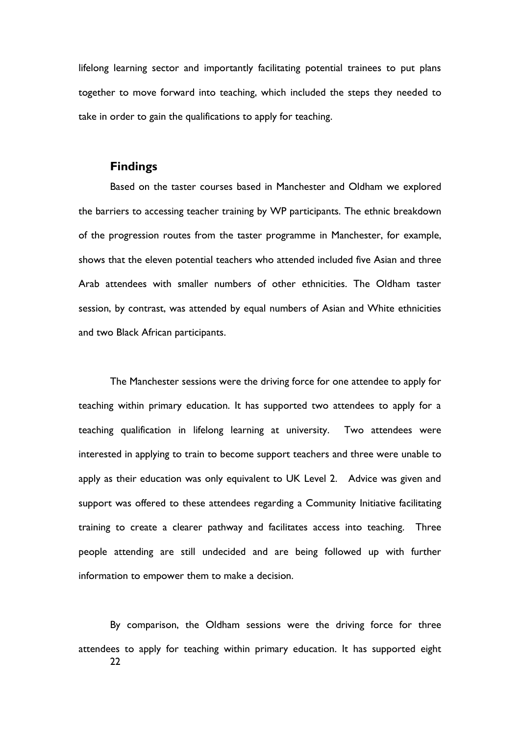lifelong learning sector and importantly facilitating potential trainees to put plans together to move forward into teaching, which included the steps they needed to take in order to gain the qualifications to apply for teaching.

## Findings

Based on the taster courses based in Manchester and Oldham we explored the barriers to accessing teacher training by WP participants. The ethnic breakdown of the progression routes from the taster programme in Manchester, for example, shows that the eleven potential teachers who attended included five Asian and three Arab attendees with smaller numbers of other ethnicities. The Oldham taster session, by contrast, was attended by equal numbers of Asian and White ethnicities and two Black African participants.

The Manchester sessions were the driving force for one attendee to apply for teaching within primary education. It has supported two attendees to apply for a teaching qualification in lifelong learning at university. Two attendees were interested in applying to train to become support teachers and three were unable to apply as their education was only equivalent to UK Level 2. Advice was given and support was offered to these attendees regarding a Community Initiative facilitating training to create a clearer pathway and facilitates access into teaching. Three people attending are still undecided and are being followed up with further information to empower them to make a decision.

By comparison, the Oldham sessions were the driving force for three attendees to apply for teaching within primary education. It has supported eight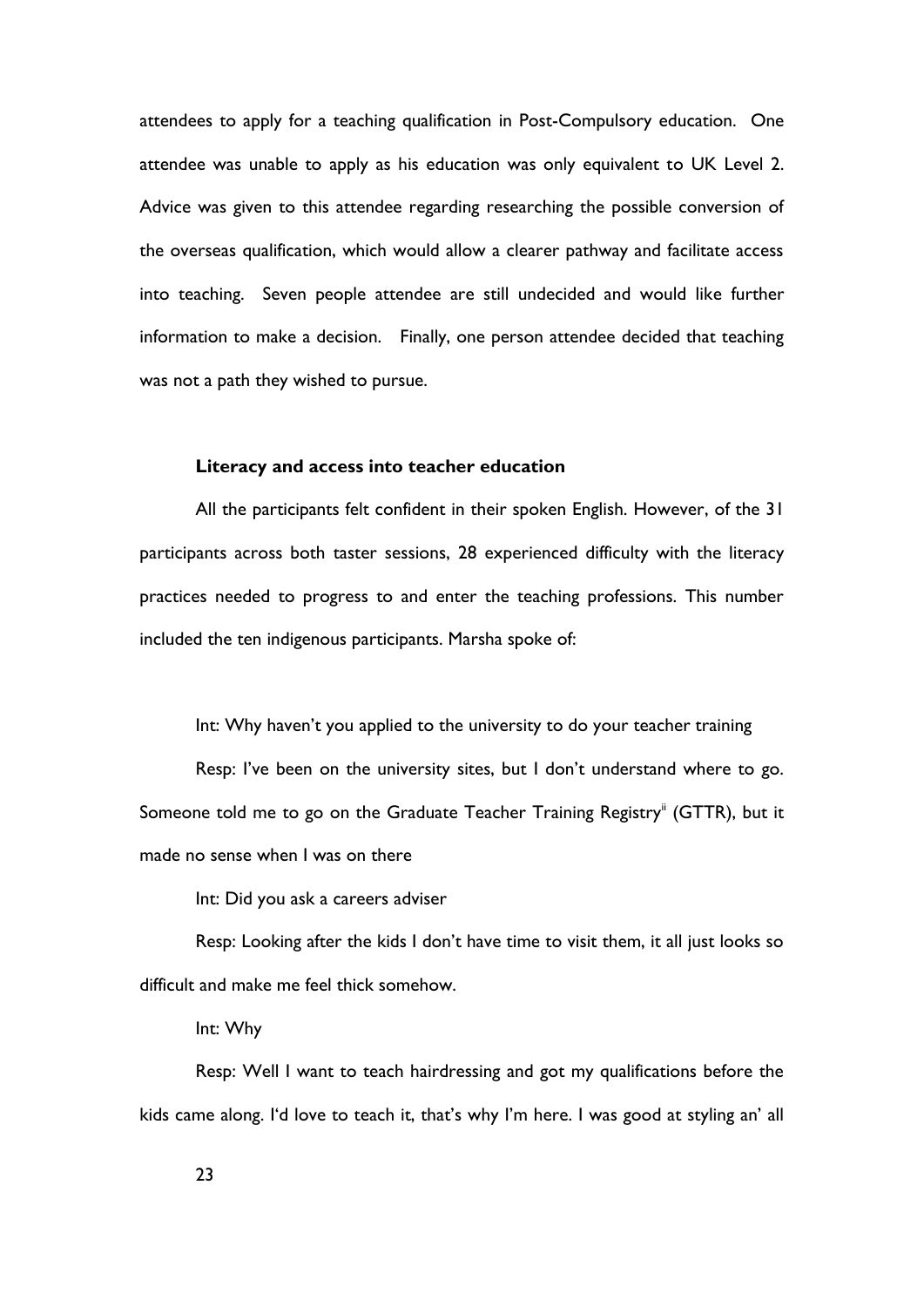attendees to apply for a teaching qualification in Post-Compulsory education. One attendee was unable to apply as his education was only equivalent to UK Level 2. Advice was given to this attendee regarding researching the possible conversion of the overseas qualification, which would allow a clearer pathway and facilitate access into teaching. Seven people attendee are still undecided and would like further information to make a decision. Finally, one person attendee decided that teaching was not a path they wished to pursue.

### Literacy and access into teacher education

All the participants felt confident in their spoken English. However, of the 31 participants across both taster sessions, 28 experienced difficulty with the literacy practices needed to progress to and enter the teaching professions. This number included the ten indigenous participants. Marsha spoke of:

Int: Why haven't you applied to the university to do your teacher training

Resp: I've been on the university sites, but I don't understand where to go. Someone told me to go on the Graduate Teacher Training Registry[ii] (GTTR), but it made no sense when I was on there

Int: Did you ask a careers adviser

Resp: Looking after the kids I don't have time to visit them, it all just looks so difficult and make me feel thick somehow.

Int: Why

Resp: Well I want to teach hairdressing and got my qualifications before the kids came along. I'd love to teach it, that's why I'm here. I was good at styling an' all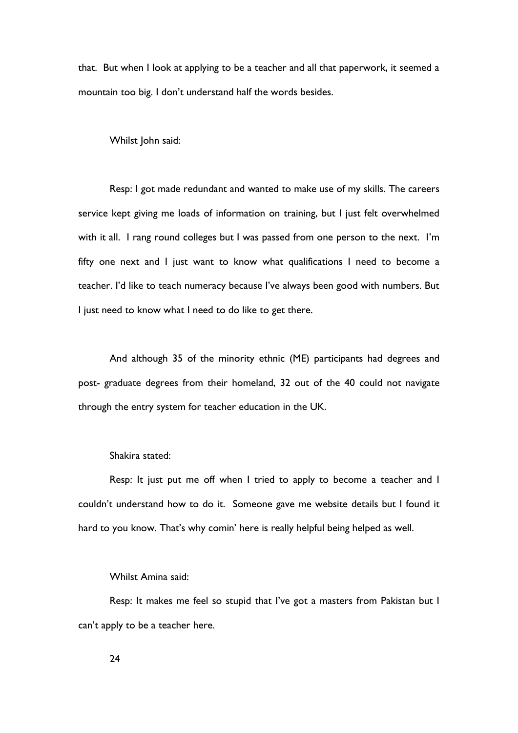that. But when I look at applying to be a teacher and all that paperwork, it seemed a mountain too big. I don't understand half the words besides.

Whilst John said:

Resp: I got made redundant and wanted to make use of my skills. The careers service kept giving me loads of information on training, but I just felt overwhelmed with it all. I rang round colleges but I was passed from one person to the next. I'm fifty one next and I just want to know what qualifications I need to become a teacher. I'd like to teach numeracy because I've always been good with numbers. But I just need to know what I need to do like to get there.

And although 35 of the minority ethnic (ME) participants had degrees and post- graduate degrees from their homeland, 32 out of the 40 could not navigate through the entry system for teacher education in the UK.

Shakira stated:

Resp: It just put me off when I tried to apply to become a teacher and I couldn't understand how to do it. Someone gave me website details but I found it hard to you know. That's why comin' here is really helpful being helped as well.

Whilst Amina said:

Resp: It makes me feel so stupid that I've got a masters from Pakistan but I can't apply to be a teacher here.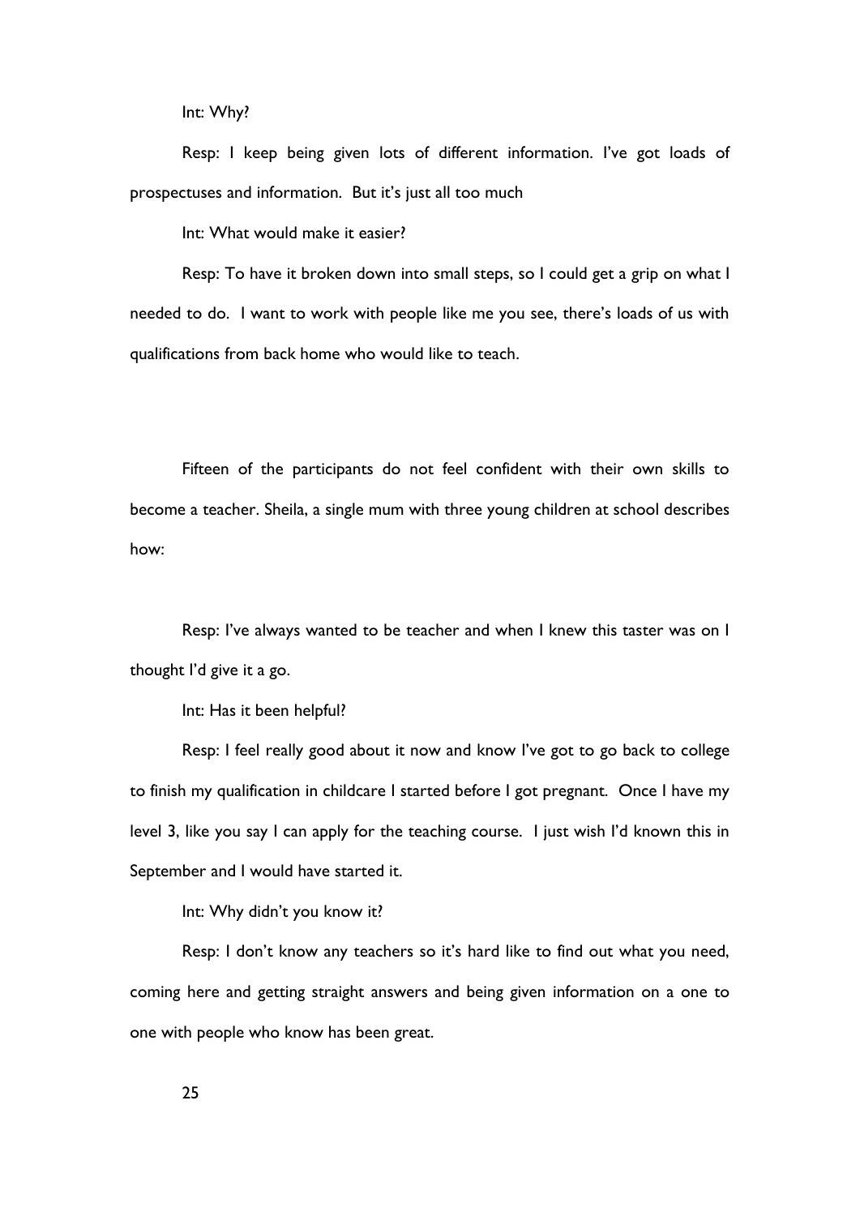Int: Why?

Resp: I keep being given lots of different information. I've got loads of prospectuses and information. But it's just all too much

Int: What would make it easier?

Resp: To have it broken down into small steps, so I could get a grip on what I needed to do. I want to work with people like me you see, there's loads of us with qualifications from back home who would like to teach.

Fifteen of the participants do not feel confident with their own skills to become a teacher. Sheila, a single mum with three young children at school describes how:

Resp: I've always wanted to be teacher and when I knew this taster was on I thought I'd give it a go.

Int: Has it been helpful?

Resp: I feel really good about it now and know I've got to go back to college to finish my qualification in childcare I started before I got pregnant. Once I have my level 3, like you say I can apply for the teaching course. I just wish I'd known this in September and I would have started it.

Int: Why didn't you know it?

Resp: I don't know any teachers so it's hard like to find out what you need, coming here and getting straight answers and being given information on a one to one with people who know has been great.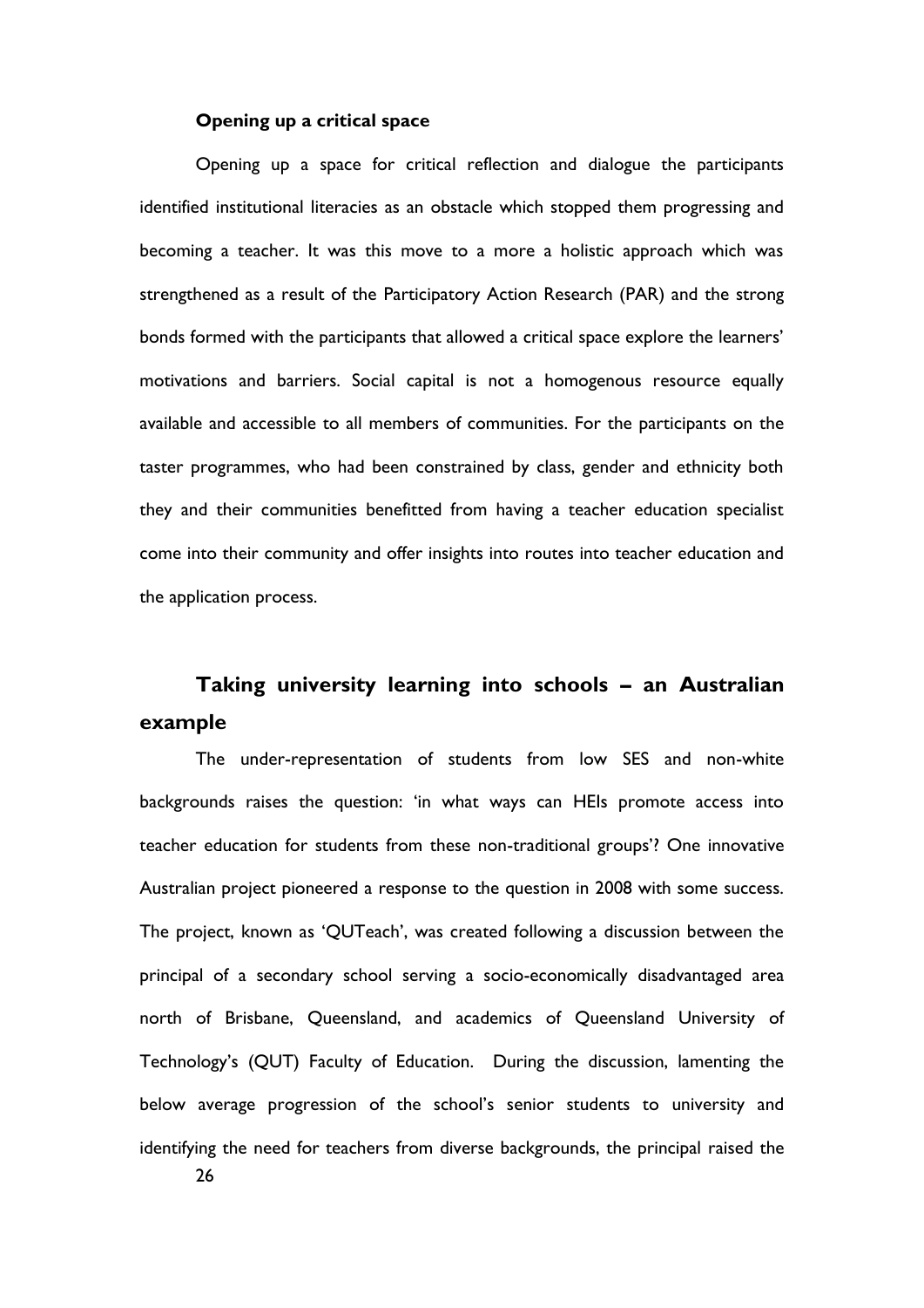**Opening up a critical space**

Opening up a space for critical reflection and dialogue the participants identified institutional literacies as an obstacle which stopped them progressing and becoming a teacher. It was this move to a more a holistic approach which was strengthened as a result of the Participatory Action Research (PAR) and the strong bonds formed with the participants that allowed a critical space explore the learners' motivations and barriers. Social capital is not a homogenous resource equally available and accessible to all members of communities. For the participants on the taster programmes, who had been constrained by class, gender and ethnicity both they and their communities benefitted from having a teacher education specialist come into their community and offer insights into routes into teacher education and the application process.

## Taking university learning into schools – an Australian example

The under-representation of students from low SES and non-white backgrounds raises the question: 'in what ways can HEIs promote access into teacher education for students from these non-traditional groups'? One innovative Australian project pioneered a response to the question in 2008 with some success. The project, known as 'QUTeach', was created following a discussion between the principal of a secondary school serving a socio-economically disadvantaged area north of Brisbane, Queensland, and academics of Queensland University of Technology's (QUT) Faculty of Education. During the discussion, lamenting the below average progression of the school's senior students to university and identifying the need for teachers from diverse backgrounds, the principal raised the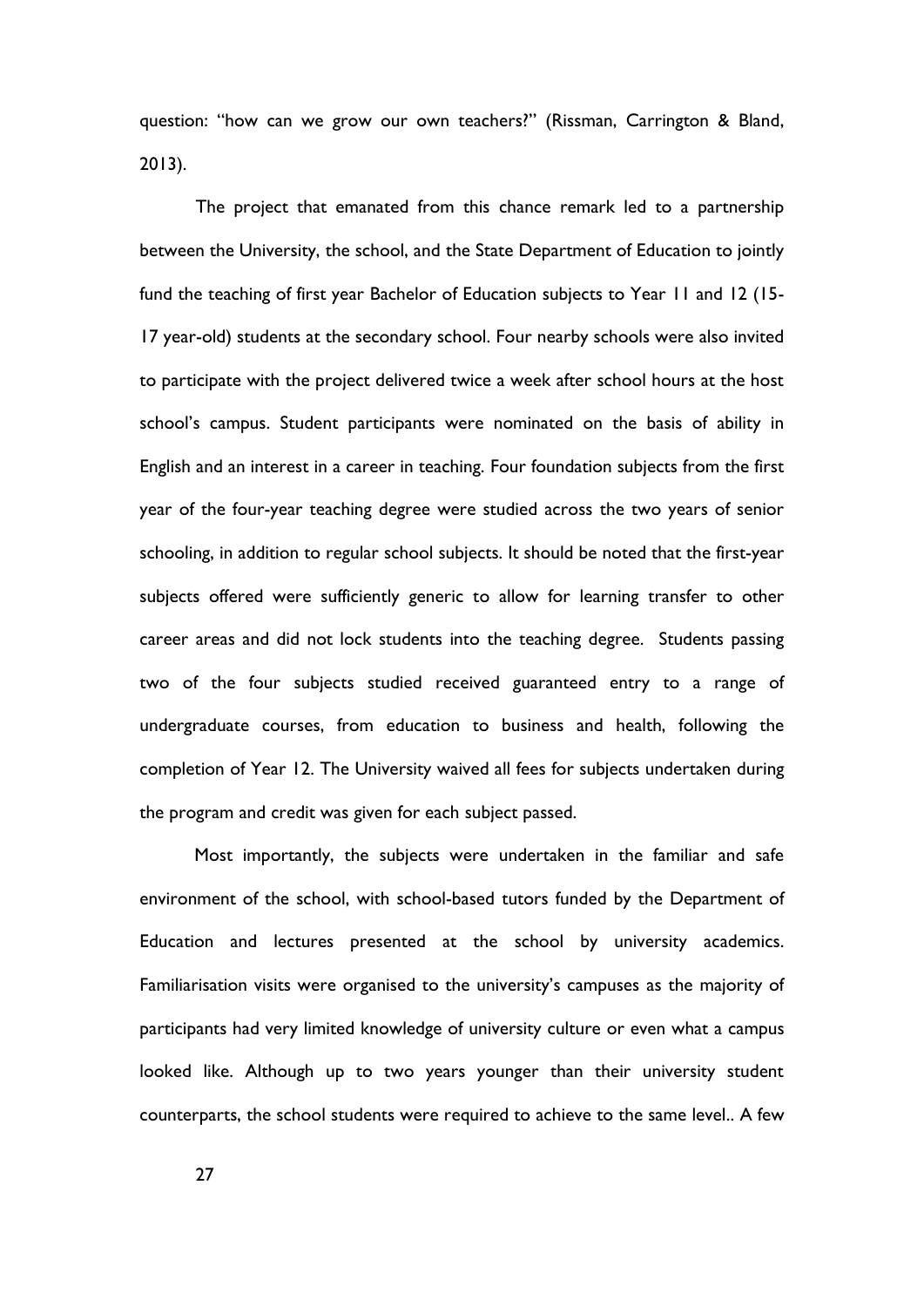question: "how can we grow our own teachers?" (Rissman, Carrington & Bland, 2013).

The project that emanated from this chance remark led to a partnership between the University, the school, and the State Department of Education to jointly fund the teaching of first year Bachelor of Education subjects to Year 11 and 12 (15-17 year-old) students at the secondary school. Four nearby schools were also invited to participate with the project delivered twice a week after school hours at the host school's campus. Student participants were nominated on the basis of ability in English and an interest in a career in teaching. Four foundation subjects from the first year of the four-year teaching degree were studied across the two years of senior schooling, in addition to regular school subjects. It should be noted that the first-year subjects offered were sufficiently generic to allow for learning transfer to other career areas and did not lock students into the teaching degree. Students passing two of the four subjects studied received guaranteed entry to a range of undergraduate courses, from education to business and health, following the completion of Year 12. The University waived all fees for subjects undertaken during the program and credit was given for each subject passed.

Most importantly, the subjects were undertaken in the familiar and safe environment of the school, with school-based tutors funded by the Department of Education and lectures presented at the school by university academics. Familiarisation visits were organised to the university's campuses as the majority of participants had very limited knowledge of university culture or even what a campus looked like. Although up to two years younger than their university student counterparts, the school students were required to achieve to the same level.. A few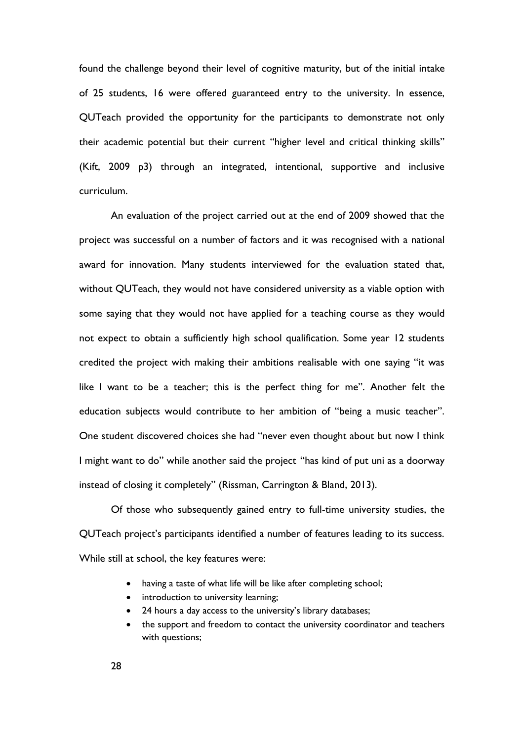found the challenge beyond their level of cognitive maturity, but of the initial intake of 25 students, 16 were offered guaranteed entry to the university. In essence, QUTeach provided the opportunity for the participants to demonstrate not only their academic potential but their current "higher level and critical thinking skills" (Kift, 2009 p3) through an integrated, intentional, supportive and inclusive curriculum.

An evaluation of the project carried out at the end of 2009 showed that the project was successful on a number of factors and it was recognised with a national award for innovation. Many students interviewed for the evaluation stated that, without QUTeach, they would not have considered university as a viable option with some saying that they would not have applied for a teaching course as they would not expect to obtain a sufficiently high school qualification. Some year 12 students credited the project with making their ambitions realisable with one saying "it was like I want to be a teacher; this is the perfect thing for me". Another felt the education subjects would contribute to her ambition of "being a music teacher". One student discovered choices she had "never even thought about but now I think I might want to do" while another said the project "has kind of put uni as a doorway instead of closing it completely" (Rissman, Carrington & Bland, 2013).

Of those who subsequently gained entry to full-time university studies, the QUTeach project's participants identified a number of features leading to its success. While still at school, the key features were:

- having a taste of what life will be like after completing school;
- introduction to university learning;
- 24 hours a day access to the university's library databases;
- the support and freedom to contact the university coordinator and teachers with questions;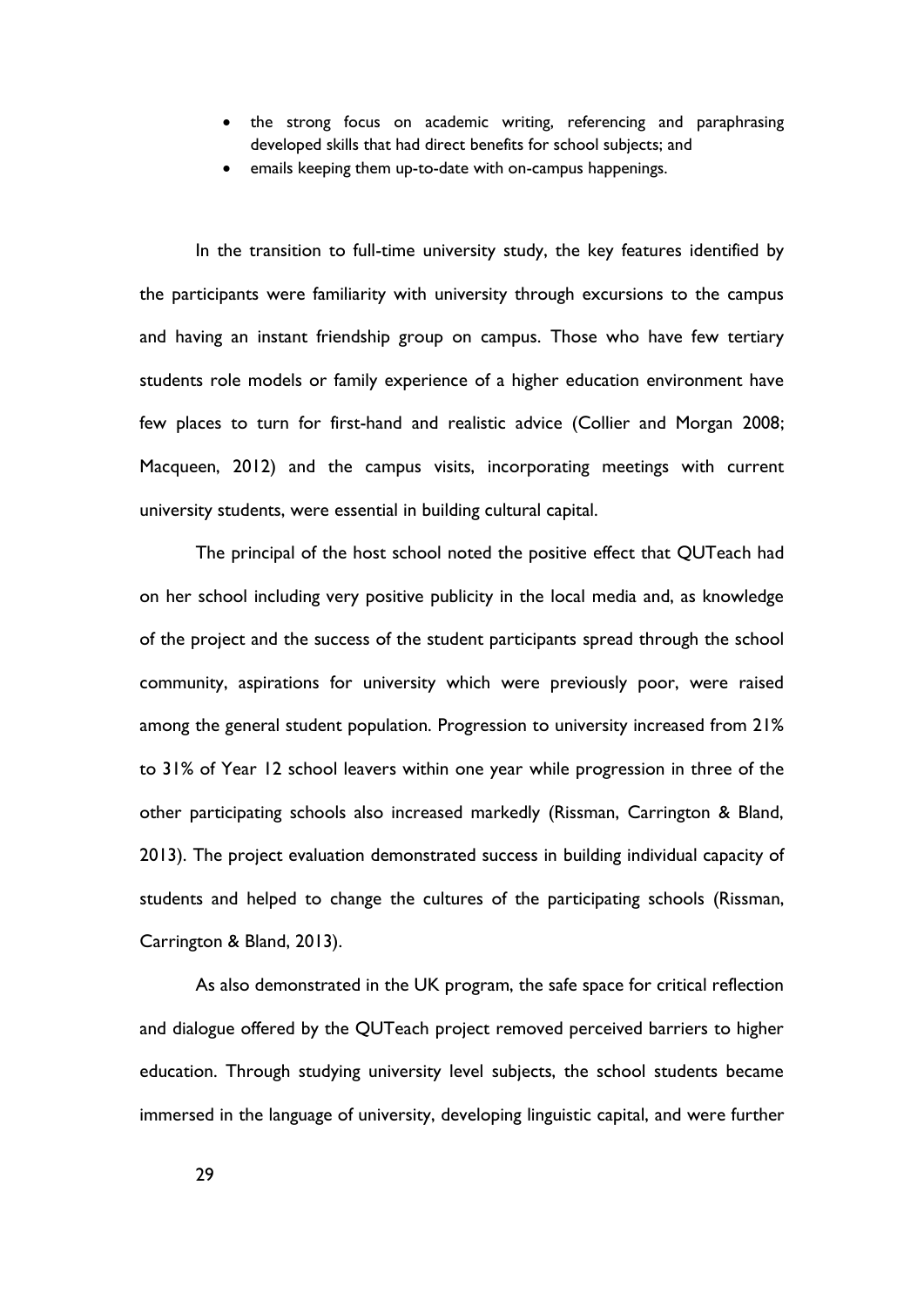- the strong focus on academic writing, referencing and paraphrasing developed skills that had direct benefits for school subjects; and
- emails keeping them up-to-date with on-campus happenings.

In the transition to full-time university study, the key features identified by the participants were familiarity with university through excursions to the campus and having an instant friendship group on campus. Those who have few tertiary students role models or family experience of a higher education environment have few places to turn for first-hand and realistic advice (Collier and Morgan 2008; Macqueen, 2012) and the campus visits, incorporating meetings with current university students, were essential in building cultural capital.

The principal of the host school noted the positive effect that QUTeach had on her school including very positive publicity in the local media and, as knowledge of the project and the success of the student participants spread through the school community, aspirations for university which were previously poor, were raised among the general student population. Progression to university increased from 21% to 31% of Year 12 school leavers within one year while progression in three of the other participating schools also increased markedly (Rissman, Carrington & Bland, 2013). The project evaluation demonstrated success in building individual capacity of students and helped to change the cultures of the participating schools (Rissman, Carrington & Bland, 2013).

As also demonstrated in the UK program, the safe space for critical reflection and dialogue offered by the QUTeach project removed perceived barriers to higher education. Through studying university level subjects, the school students became immersed in the language of university, developing linguistic capital, and were further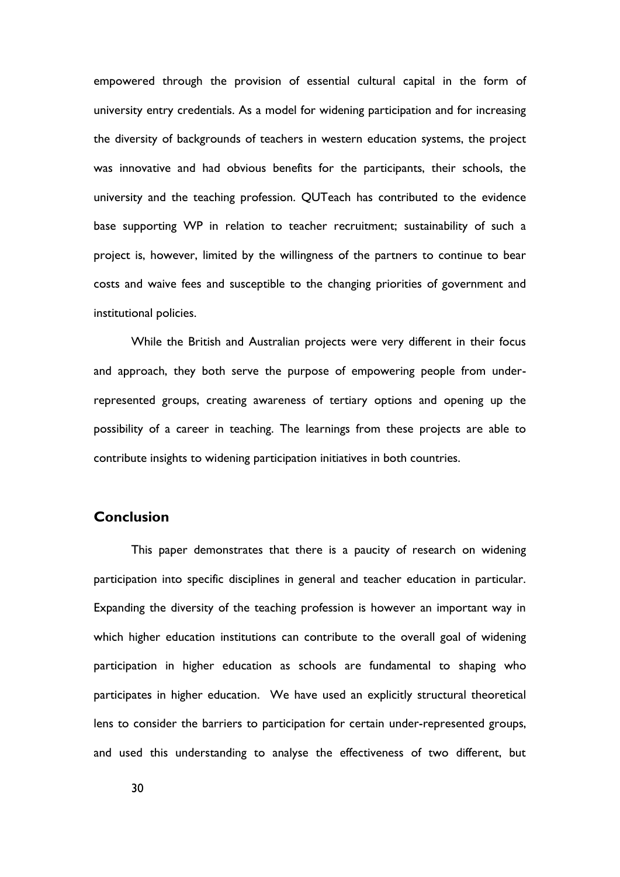empowered through the provision of essential cultural capital in the form of university entry credentials. As a model for widening participation and for increasing the diversity of backgrounds of teachers in western education systems, the project was innovative and had obvious benefits for the participants, their schools, the university and the teaching profession. QUTeach has contributed to the evidence base supporting WP in relation to teacher recruitment; sustainability of such a project is, however, limited by the willingness of the partners to continue to bear costs and waive fees and susceptible to the changing priorities of government and institutional policies.

While the British and Australian projects were very different in their focus and approach, they both serve the purpose of empowering people from under-represented groups, creating awareness of tertiary options and opening up the possibility of a career in teaching. The learnings from these projects are able to contribute insights to widening participation initiatives in both countries.

## Conclusion

This paper demonstrates that there is a paucity of research on widening participation into specific disciplines in general and teacher education in particular. Expanding the diversity of the teaching profession is however an important way in which higher education institutions can contribute to the overall goal of widening participation in higher education as schools are fundamental to shaping who participates in higher education. We have used an explicitly structural theoretical lens to consider the barriers to participation for certain under-represented groups, and used this understanding to analyse the effectiveness of two different, but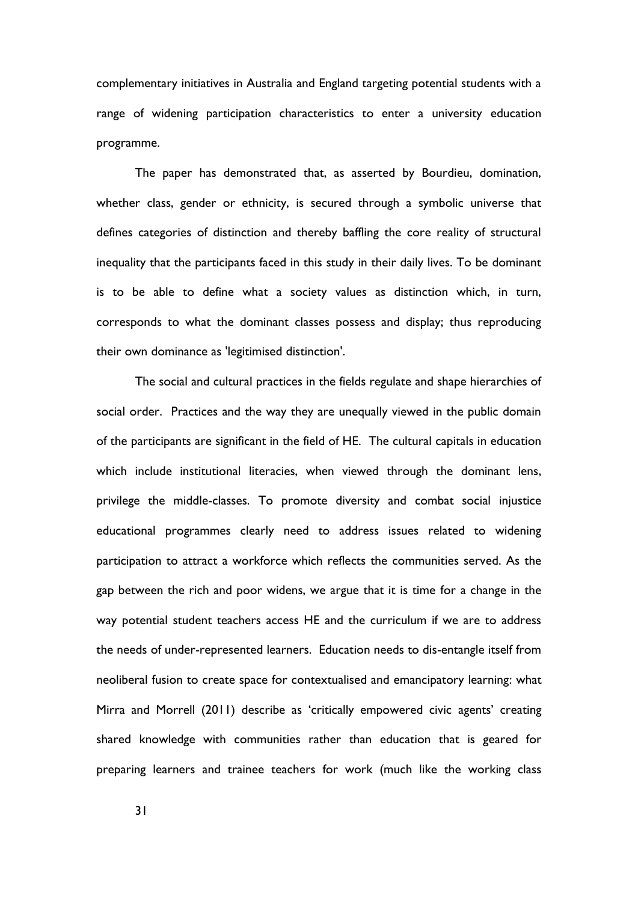complementary initiatives in Australia and England targeting potential students with a range of widening participation characteristics to enter a university education programme.

The paper has demonstrated that, as asserted by Bourdieu, domination, whether class, gender or ethnicity, is secured through a symbolic universe that defines categories of distinction and thereby baffling the core reality of structural inequality that the participants faced in this study in their daily lives. To be dominant is to be able to define what a society values as distinction which, in turn, corresponds to what the dominant classes possess and display; thus reproducing their own dominance as 'legitimised distinction'.

The social and cultural practices in the fields regulate and shape hierarchies of social order. Practices and the way they are unequally viewed in the public domain of the participants are significant in the field of HE. The cultural capitals in education which include institutional literacies, when viewed through the dominant lens, privilege the middle-classes. To promote diversity and combat social injustice educational programmes clearly need to address issues related to widening participation to attract a workforce which reflects the communities served. As the gap between the rich and poor widens, we argue that it is time for a change in the way potential student teachers access HE and the curriculum if we are to address the needs of under-represented learners. Education needs to dis-entangle itself from neoliberal fusion to create space for contextualised and emancipatory learning: what Mirra and Morrell (2011) describe as 'critically empowered civic agents' creating shared knowledge with communities rather than education that is geared for preparing learners and trainee teachers for work (much like the working class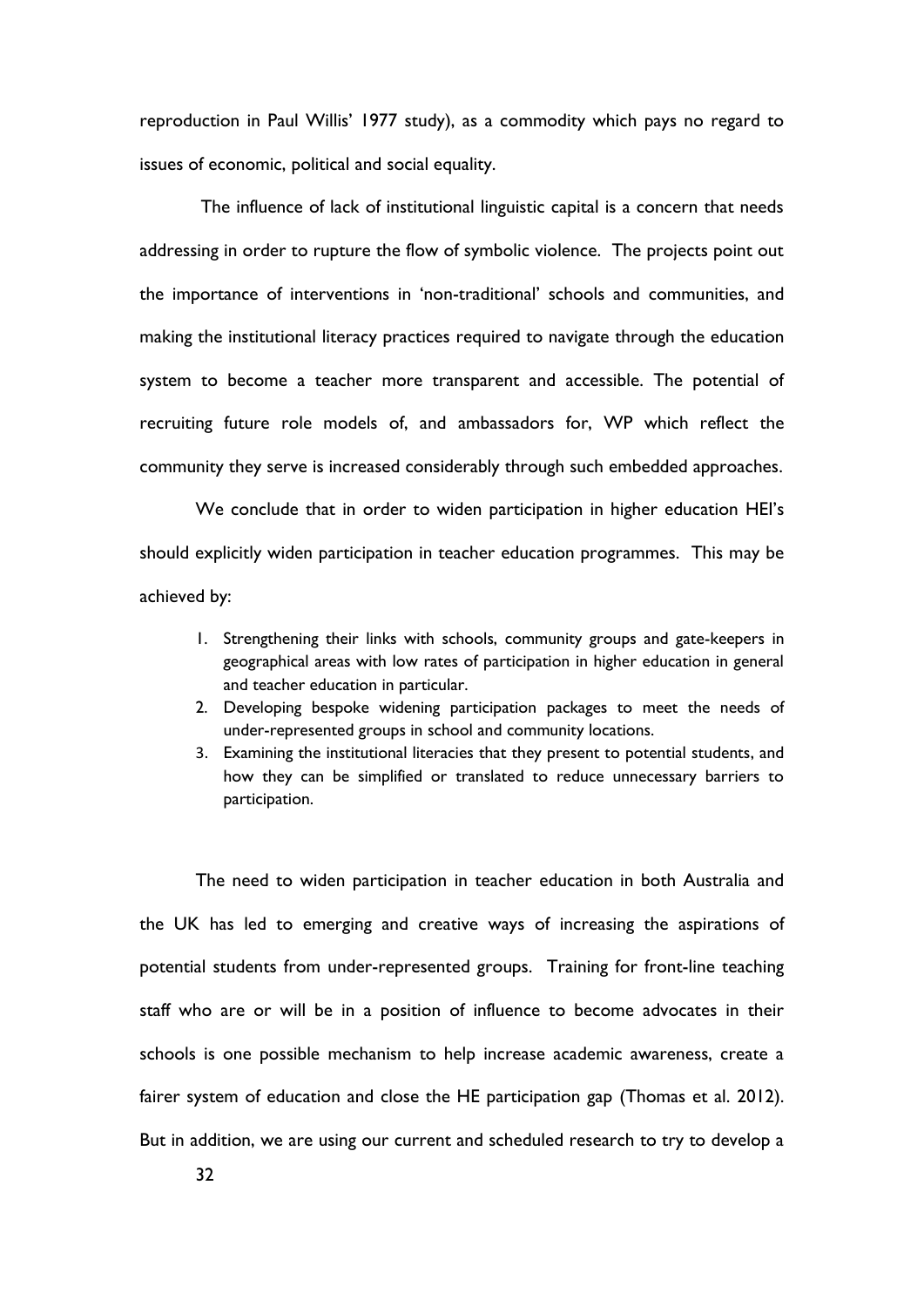reproduction in Paul Willis' 1977 study), as a commodity which pays no regard to issues of economic, political and social equality.

The influence of lack of institutional linguistic capital is a concern that needs addressing in order to rupture the flow of symbolic violence. The projects point out the importance of interventions in 'non-traditional' schools and communities, and making the institutional literacy practices required to navigate through the education system to become a teacher more transparent and accessible. The potential of recruiting future role models of, and ambassadors for, WP which reflect the community they serve is increased considerably through such embedded approaches.

We conclude that in order to widen participation in higher education HEI's should explicitly widen participation in teacher education programmes. This may be achieved by:

1. Strengthening their links with schools, community groups and gate-keepers in geographical areas with low rates of participation in higher education in general and teacher education in particular.
2. Developing bespoke widening participation packages to meet the needs of under-represented groups in school and community locations.
3. Examining the institutional literacies that they present to potential students, and how they can be simplified or translated to reduce unnecessary barriers to participation.

The need to widen participation in teacher education in both Australia and the UK has led to emerging and creative ways of increasing the aspirations of potential students from under-represented groups. Training for front-line teaching staff who are or will be in a position of influence to become advocates in their schools is one possible mechanism to help increase academic awareness, create a fairer system of education and close the HE participation gap (Thomas et al. 2012). But in addition, we are using our current and scheduled research to try to develop a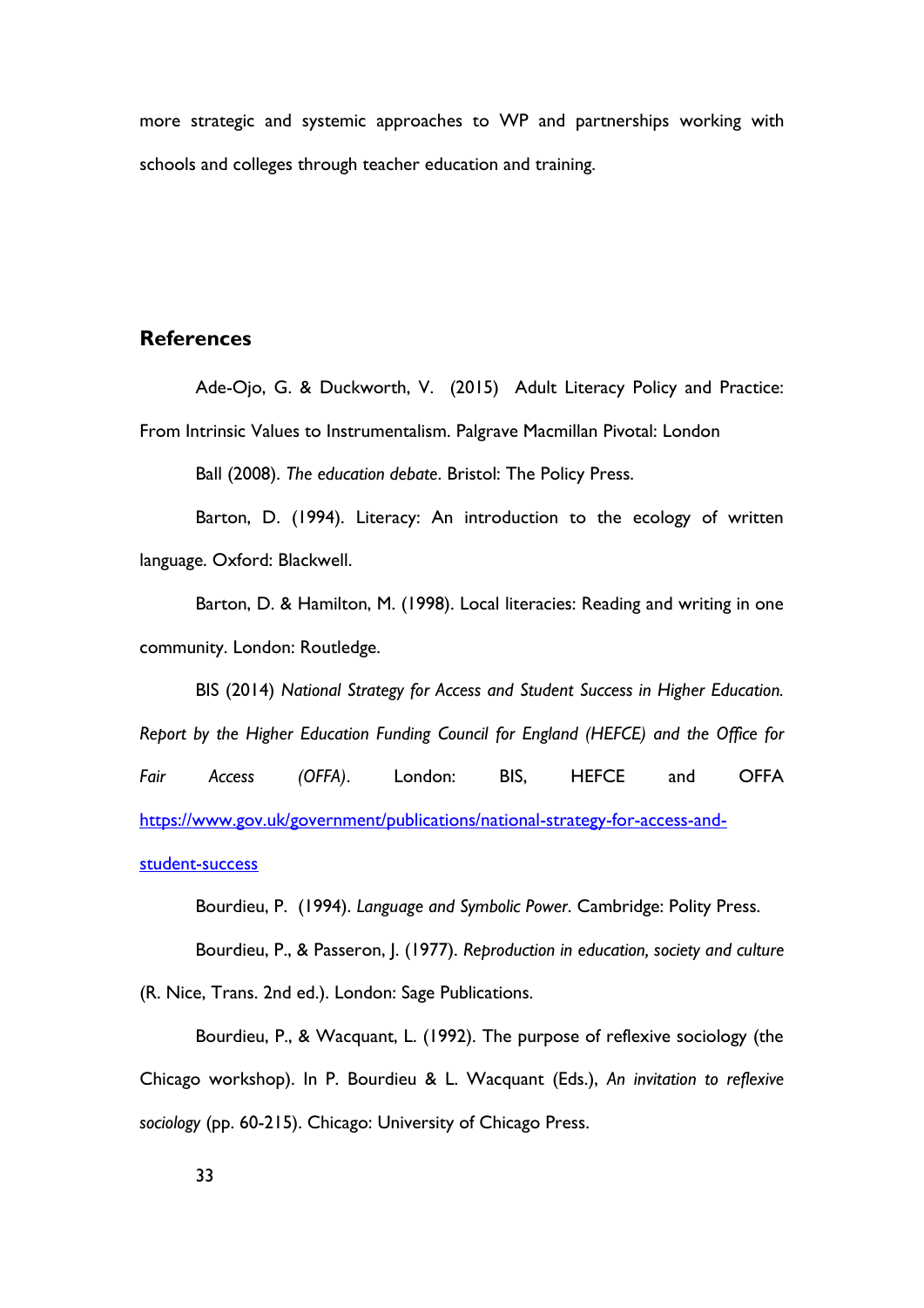more strategic and systemic approaches to WP and partnerships working with schools and colleges through teacher education and training.

## References

Ade-Ojo, G. & Duckworth, V. (2015) Adult Literacy Policy and Practice: From Intrinsic Values to Instrumentalism. Palgrave Macmillan Pivotal: London

Ball (2008). *The education debate*. Bristol: The Policy Press.

Barton, D. (1994). Literacy: An introduction to the ecology of written language. Oxford: Blackwell.

Barton, D. & Hamilton, M. (1998). Local literacies: Reading and writing in one community. London: Routledge.

BIS (2014) *National Strategy for Access and Student Success in Higher Education. Report by the Higher Education Funding Council for England (HEFCE) and the Office for Fair Access (OFFA)*. London: BIS, HEFCE and OFFA https://www.gov.uk/government/publications/national-strategy-for-access-and-student-success

Bourdieu, P. (1994). *Language and Symbolic Power*. Cambridge: Polity Press.

Bourdieu, P., & Passeron, J. (1977). *Reproduction in education, society and culture* (R. Nice, Trans. 2nd ed.). London: Sage Publications.

Bourdieu, P., & Wacquant, L. (1992). The purpose of reflexive sociology (the Chicago workshop). In P. Bourdieu & L. Wacquant (Eds.), *An invitation to reflexive sociology* (pp. 60-215). Chicago: University of Chicago Press.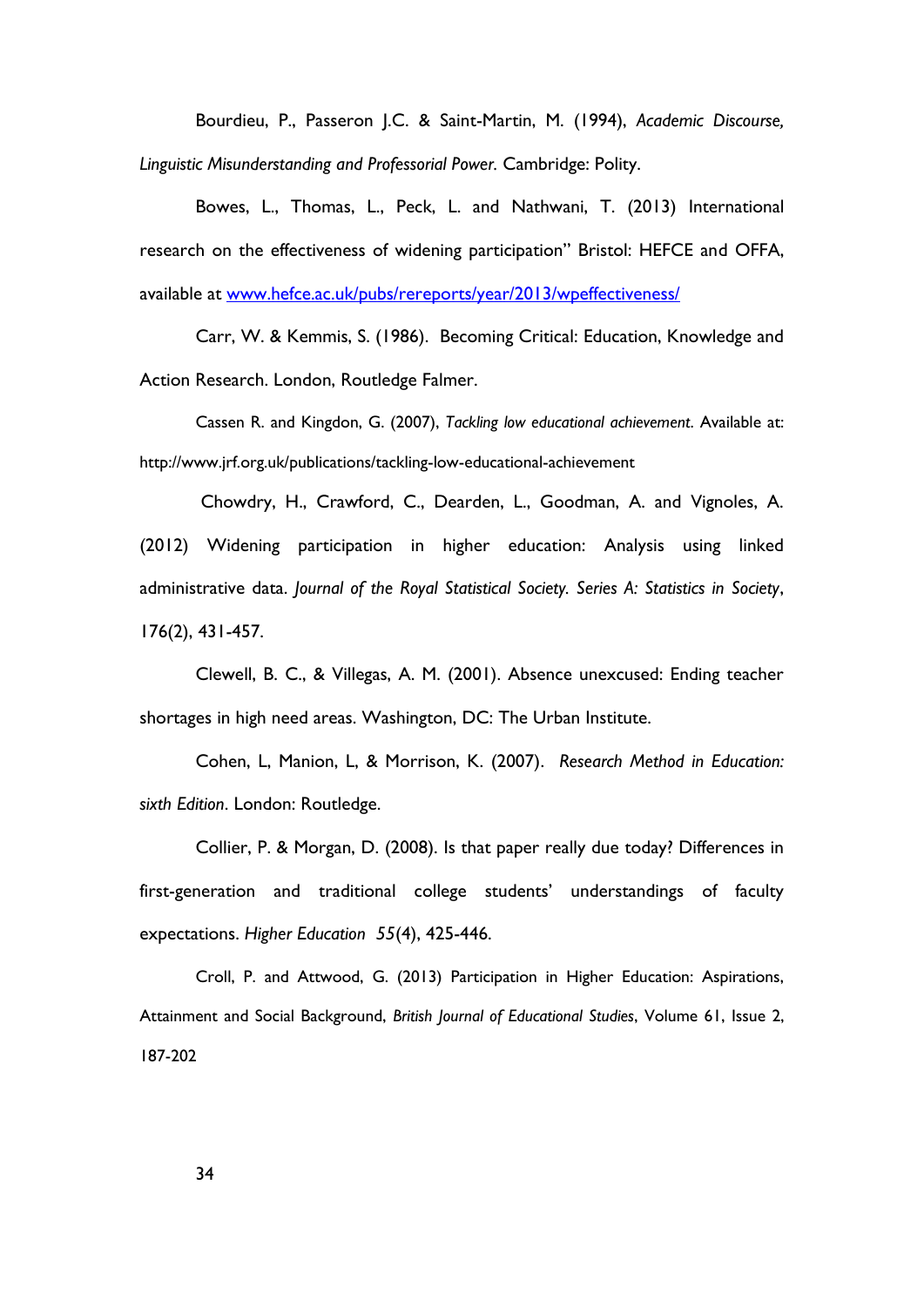Bourdieu, P., Passeron J.C. & Saint-Martin, M. (1994), *Academic Discourse, Linguistic Misunderstanding and Professorial Power*. Cambridge: Polity.

Bowes, L., Thomas, L., Peck, L. and Nathwani, T. (2013) International research on the effectiveness of widening participation" Bristol: HEFCE and OFFA, available at [www.hefce.ac.uk/pubs/rereports/year/2013/wpeffectiveness/](www.hefce.ac.uk/pubs/rereports/year/2013/wpeffectiveness/)

Carr, W. & Kemmis, S. (1986). Becoming Critical: Education, Knowledge and Action Research. London, Routledge Falmer.

Cassen R. and Kingdon, G. (2007), *Tackling low educational achievement*. Available at: http://www.jrf.org.uk/publications/tackling-low-educational-achievement

Chowdry, H., Crawford, C., Dearden, L., Goodman, A. and Vignoles, A. (2012) Widening participation in higher education: Analysis using linked administrative data. *Journal of the Royal Statistical Society. Series A: Statistics in Society*, 176(2), 431-457.

Clewell, B. C., & Villegas, A. M. (2001). Absence unexcused: Ending teacher shortages in high need areas. Washington, DC: The Urban Institute.

Cohen, L, Manion, L, & Morrison, K. (2007). *Research Method in Education: sixth Edition*. London: Routledge.

Collier, P. & Morgan, D. (2008). Is that paper really due today? Differences in first-generation and traditional college students' understandings of faculty expectations. *Higher Education 55*(4), 425-446.

Croll, P. and Attwood, G. (2013) Participation in Higher Education: Aspirations, Attainment and Social Background, *British Journal of Educational Studies*, Volume 61, Issue 2, 187-202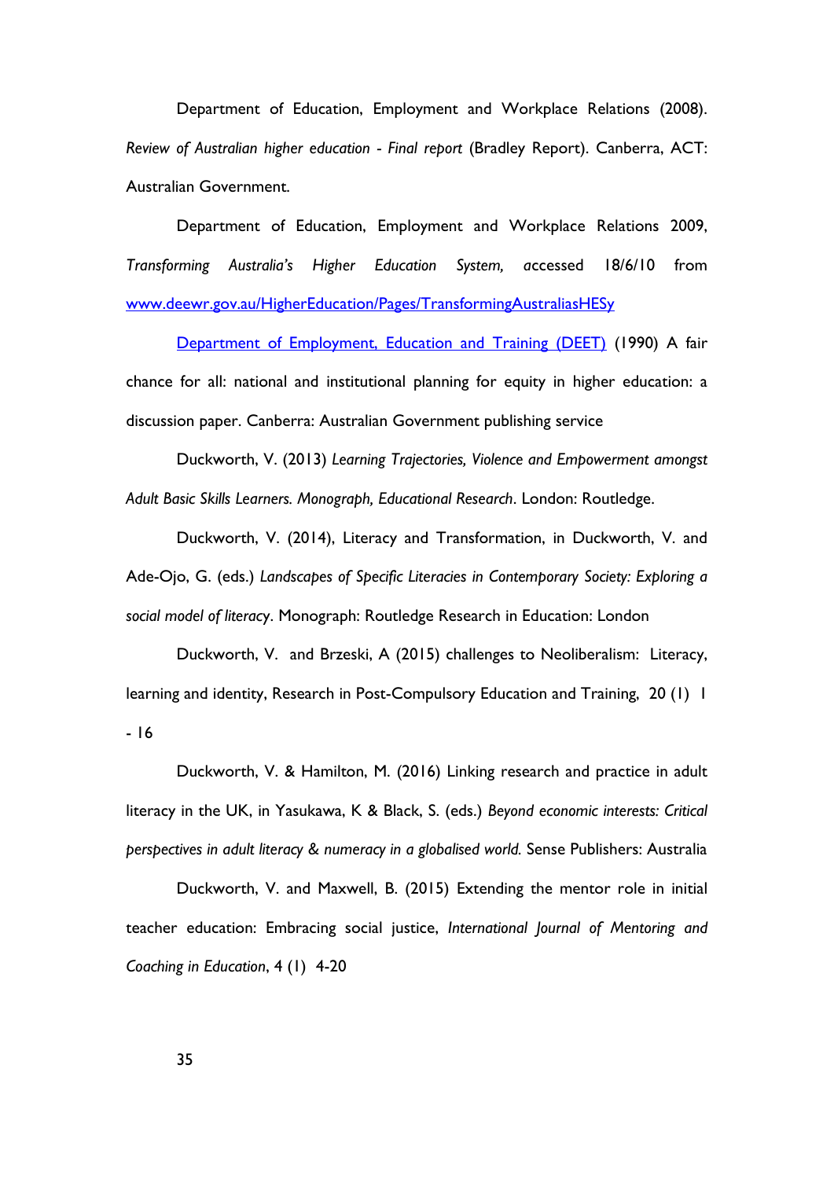Department of Education, Employment and Workplace Relations (2008). *Review of Australian higher education - Final report* (Bradley Report). Canberra, ACT: Australian Government.

Department of Education, Employment and Workplace Relations 2009, *Transforming Australia's Higher Education System,* accessed 18/6/10 from www.deewr.gov.au/HigherEducation/Pages/TransformingAustraliasHESy

Department of Employment, Education and Training (DEET) (1990) A fair chance for all: national and institutional planning for equity in higher education: a discussion paper. Canberra: Australian Government publishing service

Duckworth, V. (2013) *Learning Trajectories, Violence and Empowerment amongst Adult Basic Skills Learners. Monograph, Educational Research*. London: Routledge.

Duckworth, V. (2014), Literacy and Transformation, in Duckworth, V. and Ade-Ojo, G. (eds.) *Landscapes of Specific Literacies in Contemporary Society: Exploring a social model of literacy*. Monograph: Routledge Research in Education: London

Duckworth, V. and Brzeski, A (2015) challenges to Neoliberalism: Literacy, learning and identity, Research in Post-Compulsory Education and Training, 20 (1) 1 - 16

Duckworth, V. & Hamilton, M. (2016) Linking research and practice in adult literacy in the UK, in Yasukawa, K & Black, S. (eds.) *Beyond economic interests: Critical perspectives in adult literacy & numeracy in a globalised world.* Sense Publishers: Australia

Duckworth, V. and Maxwell, B. (2015) Extending the mentor role in initial teacher education: Embracing social justice, *International Journal of Mentoring and Coaching in Education*, 4 (1) 4-20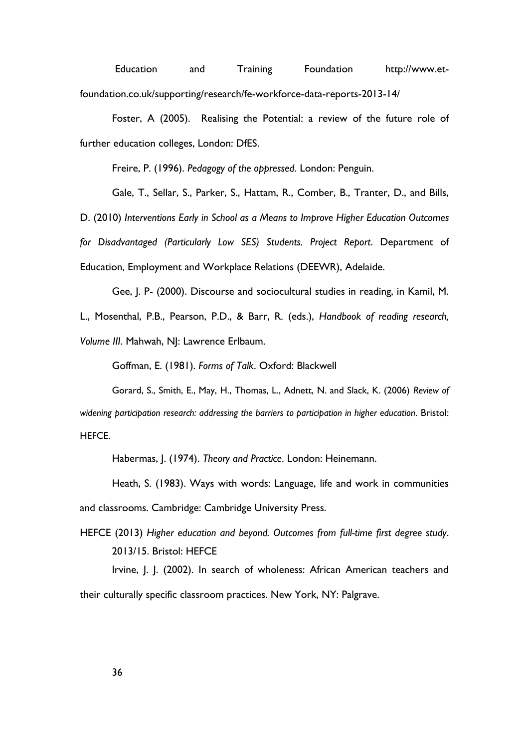Education and Training Foundation http://www.et-foundation.co.uk/supporting/research/fe-workforce-data-reports-2013-14/

Foster, A (2005). Realising the Potential: a review of the future role of further education colleges, London: DfES.

Freire, P. (1996). *Pedagogy of the oppressed*. London: Penguin.

Gale, T., Sellar, S., Parker, S., Hattam, R., Comber, B., Tranter, D., and Bills, D. (2010) *Interventions Early in School as a Means to Improve Higher Education Outcomes for Disadvantaged (Particularly Low SES) Students. Project Report*. Department of Education, Employment and Workplace Relations (DEEWR), Adelaide.

Gee, J. P- (2000). Discourse and sociocultural studies in reading, in Kamil, M. L., Mosenthal, P.B., Pearson, P.D., & Barr, R. (eds.), *Handbook of reading research, Volume III*. Mahwah, NJ: Lawrence Erlbaum.

Goffman, E. (1981). *Forms of Talk*. Oxford: Blackwell

Gorard, S., Smith, E., May, H., Thomas, L., Adnett, N. and Slack, K. (2006) *Review of widening participation research: addressing the barriers to participation in higher education*. Bristol: HEFCE.

Habermas, J. (1974). *Theory and Practice*. London: Heinemann.

Heath, S. (1983). Ways with words: Language, life and work in communities and classrooms. Cambridge: Cambridge University Press.

HEFCE (2013) *Higher education and beyond. Outcomes from full-time first degree study*. 2013/15. Bristol: HEFCE

Irvine, J. J. (2002). In search of wholeness: African American teachers and their culturally specific classroom practices. New York, NY: Palgrave.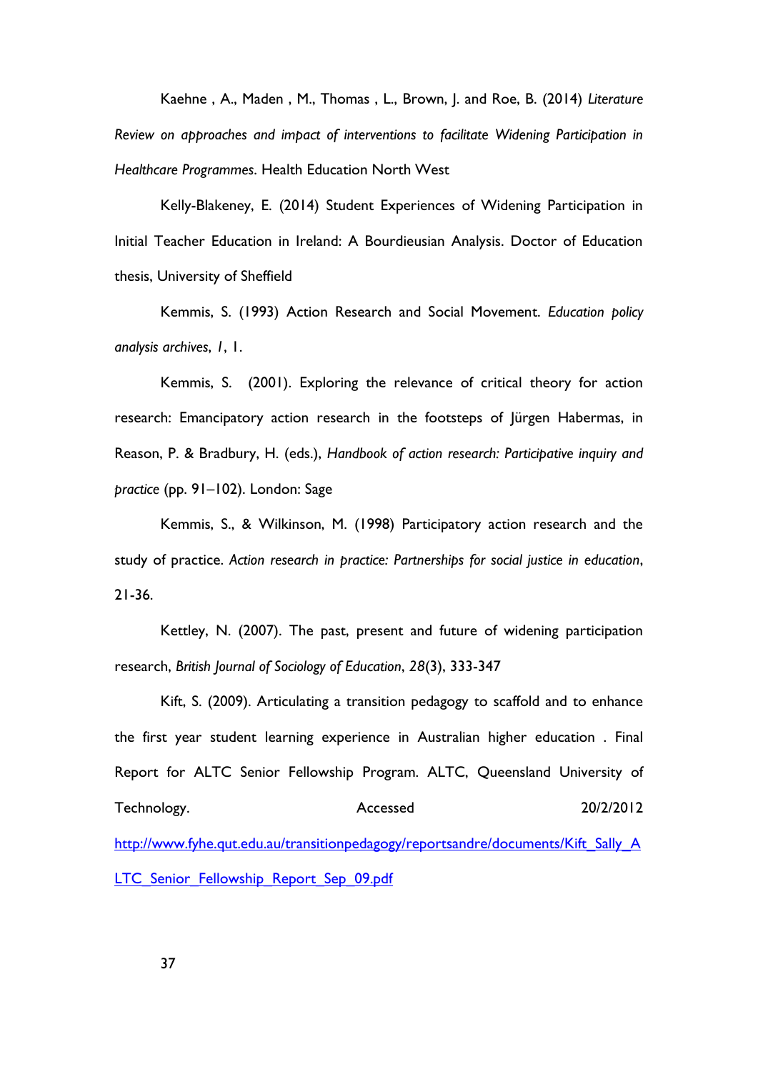Kaehne , A., Maden , M., Thomas , L., Brown, J. and Roe, B. (2014) *Literature Review on approaches and impact of interventions to facilitate Widening Participation in Healthcare Programmes*. Health Education North West

Kelly-Blakeney, E. (2014) Student Experiences of Widening Participation in Initial Teacher Education in Ireland: A Bourdieusian Analysis. Doctor of Education thesis, University of Sheffield

Kemmis, S. (1993) Action Research and Social Movement. *Education policy analysis archives*, *1*, 1.

Kemmis, S. (2001). Exploring the relevance of critical theory for action research: Emancipatory action research in the footsteps of Jürgen Habermas, in Reason, P. & Bradbury, H. (eds.), *Handbook of action research: Participative inquiry and practice* (pp. 91–102). London: Sage

Kemmis, S., & Wilkinson, M. (1998) Participatory action research and the study of practice. *Action research in practice: Partnerships for social justice in education*, 21-36.

Kettley, N. (2007). The past, present and future of widening participation research, *British Journal of Sociology of Education*, *28*(3), 333-347

Kift, S. (2009). Articulating a transition pedagogy to scaffold and to enhance the first year student learning experience in Australian higher education . Final Report for ALTC Senior Fellowship Program. ALTC, Queensland University of Technology. Accessed 20/2/2012 http://www.fyhe.qut.edu.au/transitionpedagogy/reportsandre/documents/Kift_Sally_ALTC_Senior_Fellowship_Report_Sep_09.pdf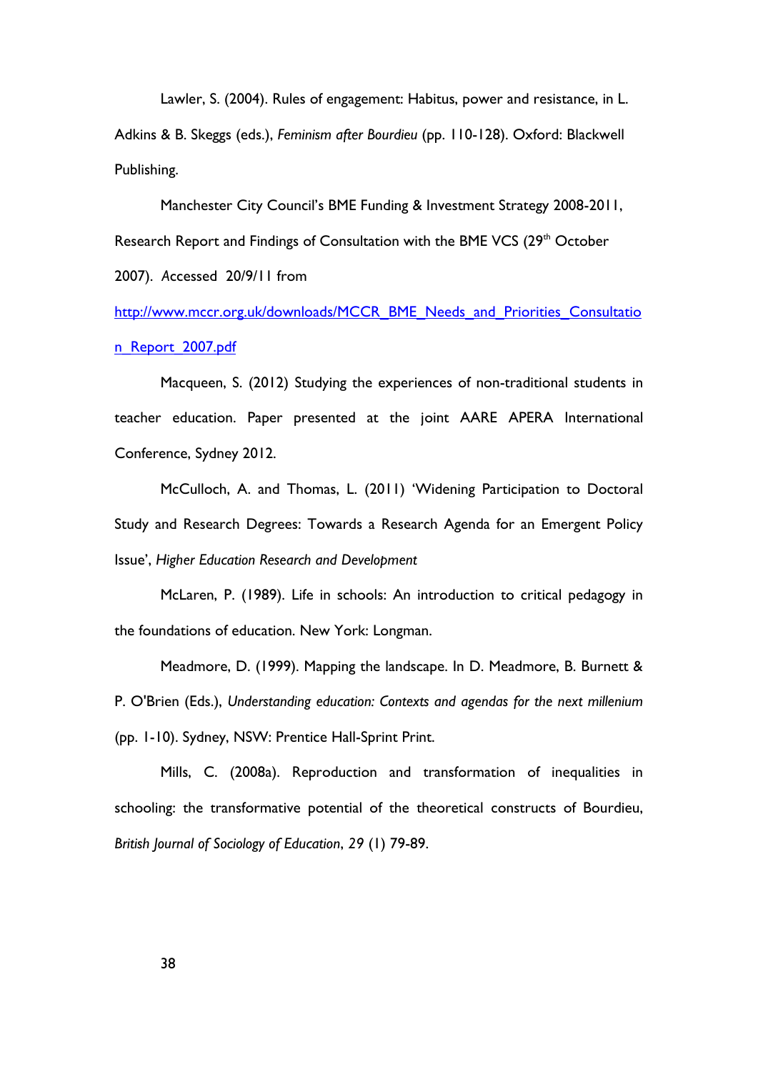Lawler, S. (2004). Rules of engagement: Habitus, power and resistance, in L. Adkins & B. Skeggs (eds.), *Feminism after Bourdieu* (pp. 110-128). Oxford: Blackwell Publishing.

Manchester City Council's BME Funding & Investment Strategy 2008-2011, Research Report and Findings of Consultation with the BME VCS (29th October 2007). Accessed 20/9/11 from http://www.mccr.org.uk/downloads/MCCR_BME_Needs_and_Priorities_Consultation_Report_2007.pdf

Macqueen, S. (2012) Studying the experiences of non-traditional students in teacher education. Paper presented at the joint AARE APERA International Conference, Sydney 2012.

McCulloch, A. and Thomas, L. (2011) 'Widening Participation to Doctoral Study and Research Degrees: Towards a Research Agenda for an Emergent Policy Issue', *Higher Education Research and Development*

McLaren, P. (1989). Life in schools: An introduction to critical pedagogy in the foundations of education. New York: Longman.

Meadmore, D. (1999). Mapping the landscape. In D. Meadmore, B. Burnett & P. O'Brien (Eds.), *Understanding education: Contexts and agendas for the next millenium* (pp. 1-10). Sydney, NSW: Prentice Hall-Sprint Print.

Mills, C. (2008a). Reproduction and transformation of inequalities in schooling: the transformative potential of the theoretical constructs of Bourdieu, *British Journal of Sociology of Education*, *29* (1) 79-89.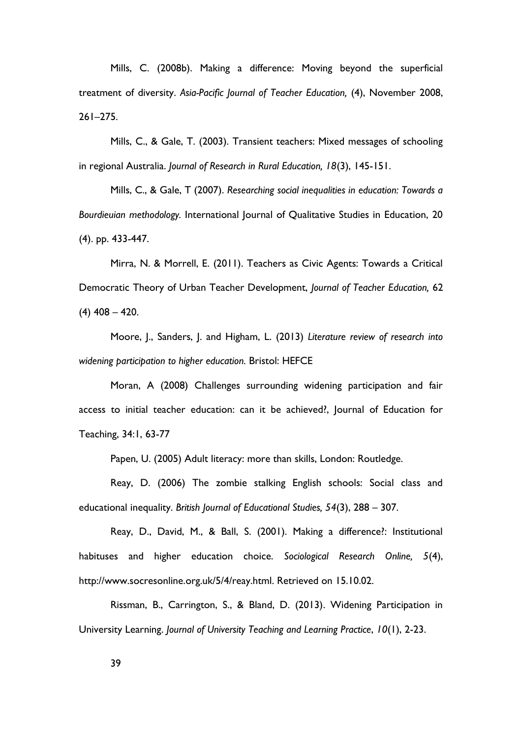Mills, C. (2008b). Making a difference: Moving beyond the superficial treatment of diversity. *Asia-Pacific Journal of Teacher Education,* (4), November 2008, 261–275.

Mills, C., & Gale, T. (2003). Transient teachers: Mixed messages of schooling in regional Australia. *Journal of Research in Rural Education, 18*(3), 145-151.

Mills, C., & Gale, T (2007). *Researching social inequalities in education: Towards a Bourdieuian methodology.* International Journal of Qualitative Studies in Education, 20 (4). pp. 433-447.

Mirra, N. & Morrell, E. (2011). Teachers as Civic Agents: Towards a Critical Democratic Theory of Urban Teacher Development, *Journal of Teacher Education,* 62 (4) 408 – 420.

Moore, J., Sanders, J. and Higham, L. (2013) *Literature review of research into widening participation to higher education.* Bristol: HEFCE

Moran, A (2008) Challenges surrounding widening participation and fair access to initial teacher education: can it be achieved?, Journal of Education for Teaching, 34:1, 63-77

Papen, U. (2005) Adult literacy: more than skills, London: Routledge.

Reay, D. (2006) The zombie stalking English schools: Social class and educational inequality. *British Journal of Educational Studies, 54*(3), 288 – 307.

Reay, D., David, M., & Ball, S. (2001). Making a difference?: Institutional habituses and higher education choice. *Sociological Research Online, 5*(4), http://www.socresonline.org.uk/5/4/reay.html. Retrieved on 15.10.02.

Rissman, B., Carrington, S., & Bland, D. (2013). Widening Participation in University Learning. *Journal of University Teaching and Learning Practice*, *10*(1), 2-23.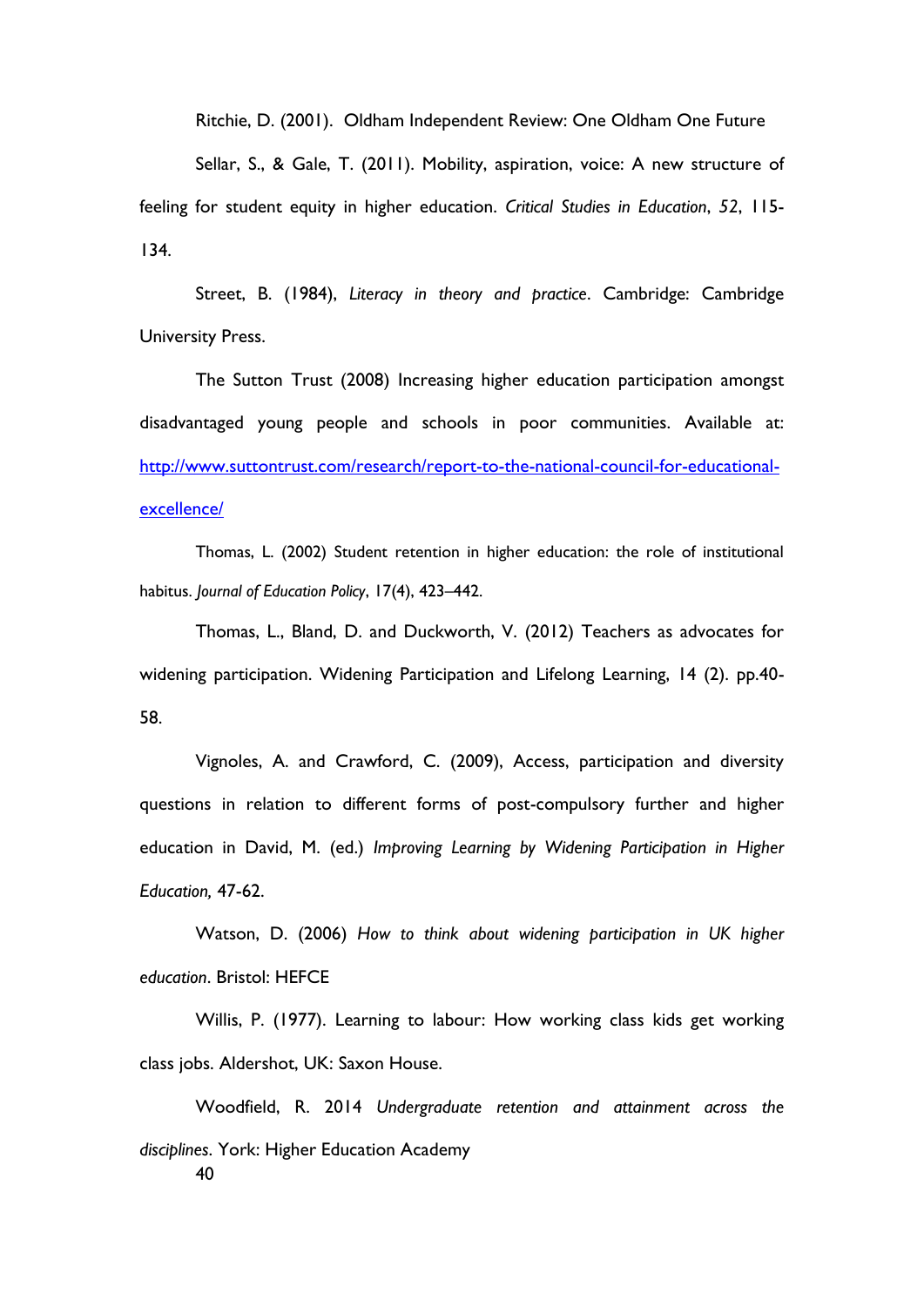Ritchie, D. (2001). Oldham Independent Review: One Oldham One Future

Sellar, S., & Gale, T. (2011). Mobility, aspiration, voice: A new structure of feeling for student equity in higher education. *Critical Studies in Education*, *52*, 115-134.

Street, B. (1984), *Literacy in theory and practice*. Cambridge: Cambridge University Press.

The Sutton Trust (2008) Increasing higher education participation amongst disadvantaged young people and schools in poor communities. Available at: [http://www.suttontrust.com/research/report-to-the-national-council-for-educational-excellence/](http://www.suttontrust.com/research/report-to-the-national-council-for-educational-excellence/)

Thomas, L. (2002) Student retention in higher education: the role of institutional habitus. *Journal of Education Policy*, 17(4), 423–442.

Thomas, L., Bland, D. and Duckworth, V. (2012) Teachers as advocates for widening participation. Widening Participation and Lifelong Learning, 14 (2). pp.40-58.

Vignoles, A. and Crawford, C. (2009), Access, participation and diversity questions in relation to different forms of post-compulsory further and higher education in David, M. (ed.) *Improving Learning by Widening Participation in Higher Education,* 47-62.

Watson, D. (2006) *How to think about widening participation in UK higher education*. Bristol: HEFCE

Willis, P. (1977). Learning to labour: How working class kids get working class jobs. Aldershot, UK: Saxon House.

Woodfield, R. 2014 *Undergraduate retention and attainment across the disciplines*. York: Higher Education Academy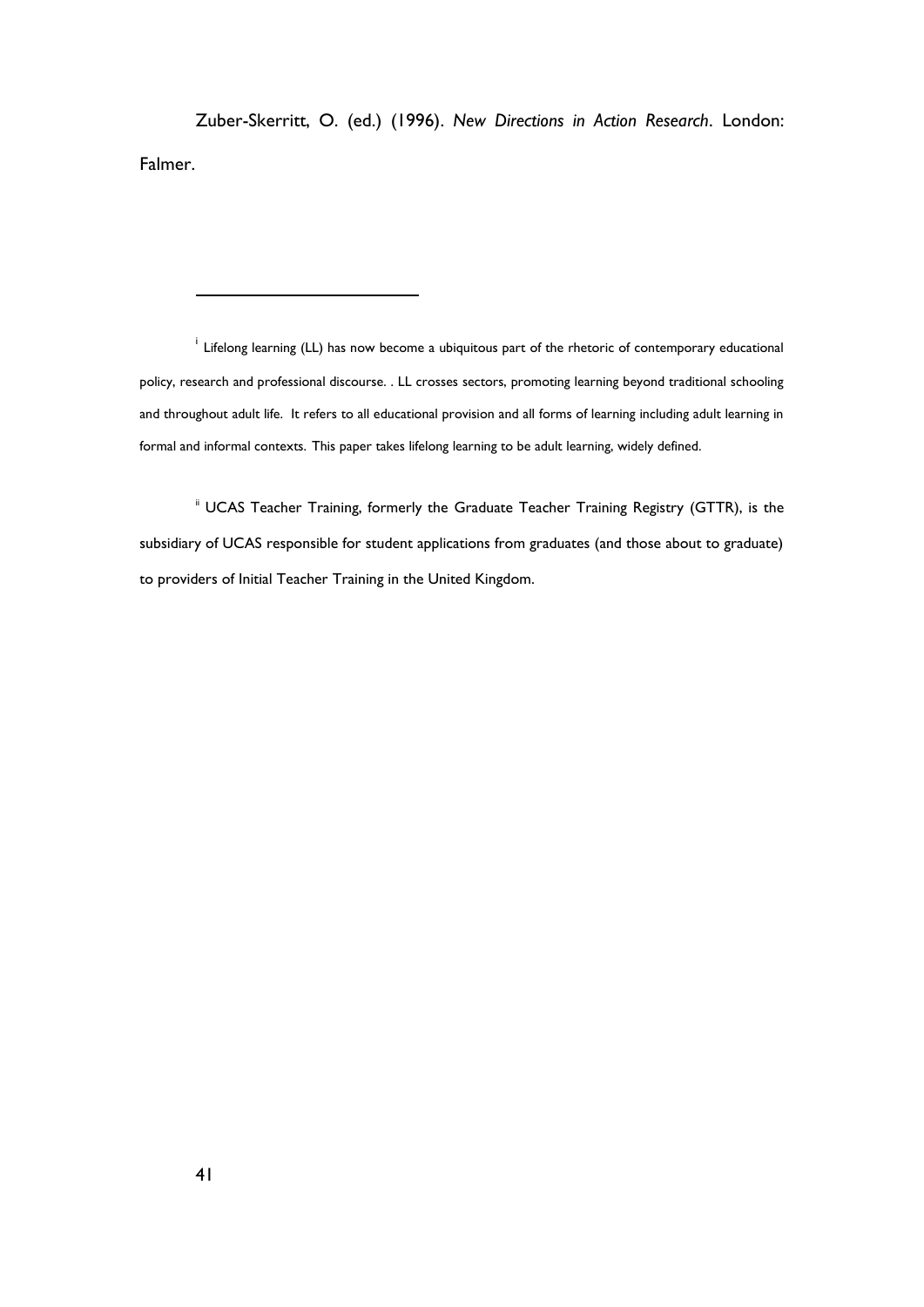Zuber-Skerritt, O. (ed.) (1996). *New Directions in Action Research*. London: Falmer.

---

[i] Lifelong learning (LL) has now become a ubiquitous part of the rhetoric of contemporary educational policy, research and professional discourse. . LL crosses sectors, promoting learning beyond traditional schooling and throughout adult life. It refers to all educational provision and all forms of learning including adult learning in formal and informal contexts. This paper takes lifelong learning to be adult learning, widely defined.

[ii] UCAS Teacher Training, formerly the Graduate Teacher Training Registry (GTTR), is the subsidiary of UCAS responsible for student applications from graduates (and those about to graduate) to providers of Initial Teacher Training in the United Kingdom.